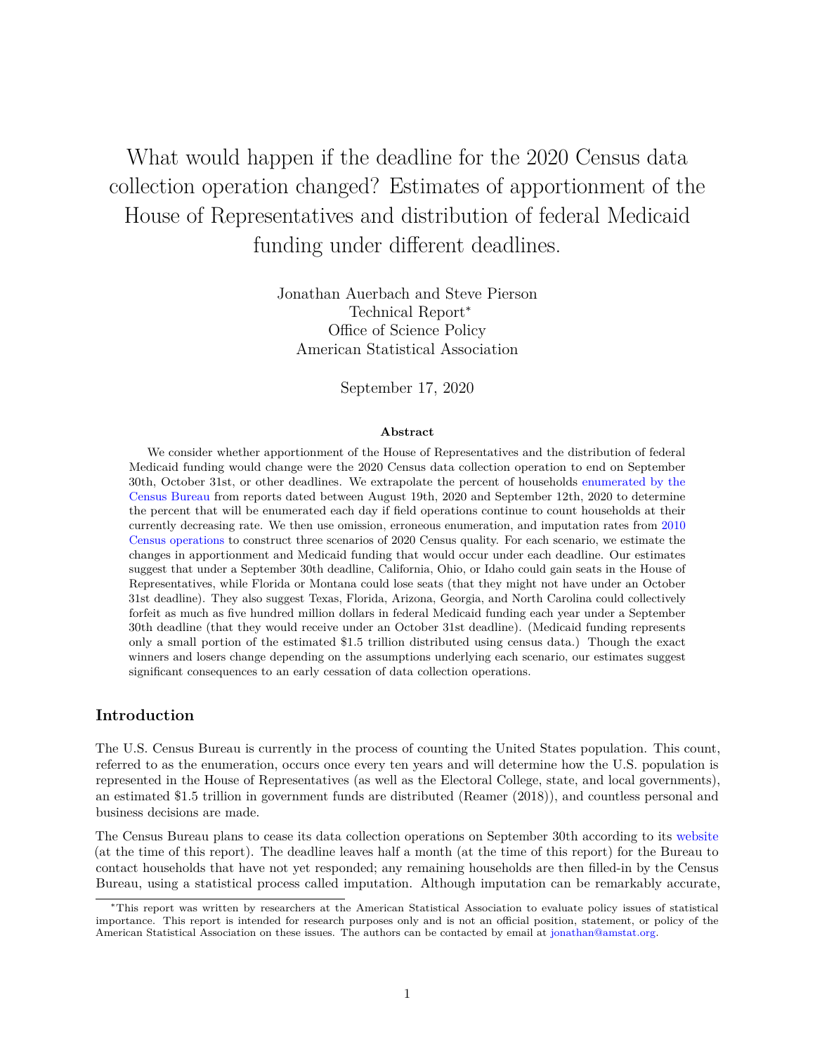# What would happen if the deadline for the 2020 Census data collection operation changed? Estimates of apportionment of the House of Representatives and distribution of federal Medicaid funding under different deadlines.

Jonathan Auerbach and Steve Pierson
Technical Report*
Office of Science Policy
American Statistical Association

September 17, 2020

**Abstract**

We consider whether apportionment of the House of Representatives and the distribution of federal Medicaid funding would change were the 2020 Census data collection operation to end on September 30th, October 31st, or other deadlines. We extrapolate the percent of households enumerated by the Census Bureau from reports dated between August 19th, 2020 and September 12th, 2020 to determine the percent that will be enumerated each day if field operations continue to count households at their currently decreasing rate. We then use omission, erroneous enumeration, and imputation rates from 2010 Census operations to construct three scenarios of 2020 Census quality. For each scenario, we estimate the changes in apportionment and Medicaid funding that would occur under each deadline. Our estimates suggest that under a September 30th deadline, California, Ohio, or Idaho could gain seats in the House of Representatives, while Florida or Montana could lose seats (that they might not have under an October 31st deadline). They also suggest Texas, Florida, Arizona, Georgia, and North Carolina could collectively forfeit as much as five hundred million dollars in federal Medicaid funding each year under a September 30th deadline (that they would receive under an October 31st deadline). (Medicaid funding represents only a small portion of the estimated $1.5 trillion distributed using census data.) Though the exact winners and losers change depending on the assumptions underlying each scenario, our estimates suggest significant consequences to an early cessation of data collection operations.

## Introduction

The U.S. Census Bureau is currently in the process of counting the United States population. This count, referred to as the enumeration, occurs once every ten years and will determine how the U.S. population is represented in the House of Representatives (as well as the Electoral College, state, and local governments), an estimated $1.5 trillion in government funds are distributed (Reamer (2018)), and countless personal and business decisions are made.

The Census Bureau plans to cease its data collection operations on September 30th according to its website (at the time of this report). The deadline leaves half a month (at the time of this report) for the Bureau to contact households that have not yet responded; any remaining households are then filled-in by the Census Bureau, using a statistical process called imputation. Although imputation can be remarkably accurate,

*This report was written by researchers at the American Statistical Association to evaluate policy issues of statistical importance. This report is intended for research purposes only and is not an official position, statement, or policy of the American Statistical Association on these issues. The authors can be contacted by email at jonathan@amstat.org.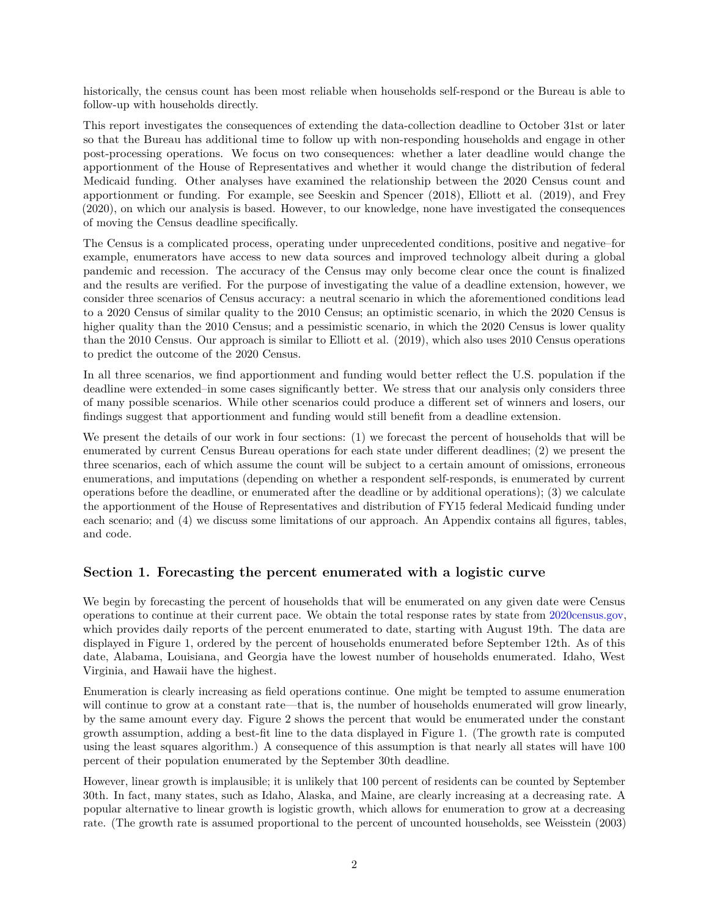historically, the census count has been most reliable when households self-respond or the Bureau is able to follow-up with households directly.

This report investigates the consequences of extending the data-collection deadline to October 31st or later so that the Bureau has additional time to follow up with non-responding households and engage in other post-processing operations. We focus on two consequences: whether a later deadline would change the apportionment of the House of Representatives and whether it would change the distribution of federal Medicaid funding. Other analyses have examined the relationship between the 2020 Census count and apportionment or funding. For example, see Seeskin and Spencer (2018), Elliott et al. (2019), and Frey (2020), on which our analysis is based. However, to our knowledge, none have investigated the consequences of moving the Census deadline specifically.

The Census is a complicated process, operating under unprecedented conditions, positive and negative–for example, enumerators have access to new data sources and improved technology albeit during a global pandemic and recession. The accuracy of the Census may only become clear once the count is finalized and the results are verified. For the purpose of investigating the value of a deadline extension, however, we consider three scenarios of Census accuracy: a neutral scenario in which the aforementioned conditions lead to a 2020 Census of similar quality to the 2010 Census; an optimistic scenario, in which the 2020 Census is higher quality than the 2010 Census; and a pessimistic scenario, in which the 2020 Census is lower quality than the 2010 Census. Our approach is similar to Elliott et al. (2019), which also uses 2010 Census operations to predict the outcome of the 2020 Census.

In all three scenarios, we find apportionment and funding would better reflect the U.S. population if the deadline were extended–in some cases significantly better. We stress that our analysis only considers three of many possible scenarios. While other scenarios could produce a different set of winners and losers, our findings suggest that apportionment and funding would still benefit from a deadline extension.

We present the details of our work in four sections: (1) we forecast the percent of households that will be enumerated by current Census Bureau operations for each state under different deadlines; (2) we present the three scenarios, each of which assume the count will be subject to a certain amount of omissions, erroneous enumerations, and imputations (depending on whether a respondent self-responds, is enumerated by current operations before the deadline, or enumerated after the deadline or by additional operations); (3) we calculate the apportionment of the House of Representatives and distribution of FY15 federal Medicaid funding under each scenario; and (4) we discuss some limitations of our approach. An Appendix contains all figures, tables, and code.

## Section 1. Forecasting the percent enumerated with a logistic curve

We begin by forecasting the percent of households that will be enumerated on any given date were Census operations to continue at their current pace. We obtain the total response rates by state from 2020census.gov, which provides daily reports of the percent enumerated to date, starting with August 19th. The data are displayed in Figure 1, ordered by the percent of households enumerated before September 12th. As of this date, Alabama, Louisiana, and Georgia have the lowest number of households enumerated. Idaho, West Virginia, and Hawaii have the highest.

Enumeration is clearly increasing as field operations continue. One might be tempted to assume enumeration will continue to grow at a constant rate—that is, the number of households enumerated will grow linearly, by the same amount every day. Figure 2 shows the percent that would be enumerated under the constant growth assumption, adding a best-fit line to the data displayed in Figure 1. (The growth rate is computed using the least squares algorithm.) A consequence of this assumption is that nearly all states will have 100 percent of their population enumerated by the September 30th deadline.

However, linear growth is implausible; it is unlikely that 100 percent of residents can be counted by September 30th. In fact, many states, such as Idaho, Alaska, and Maine, are clearly increasing at a decreasing rate. A popular alternative to linear growth is logistic growth, which allows for enumeration to grow at a decreasing rate. (The growth rate is assumed proportional to the percent of uncounted households, see Weisstein (2003)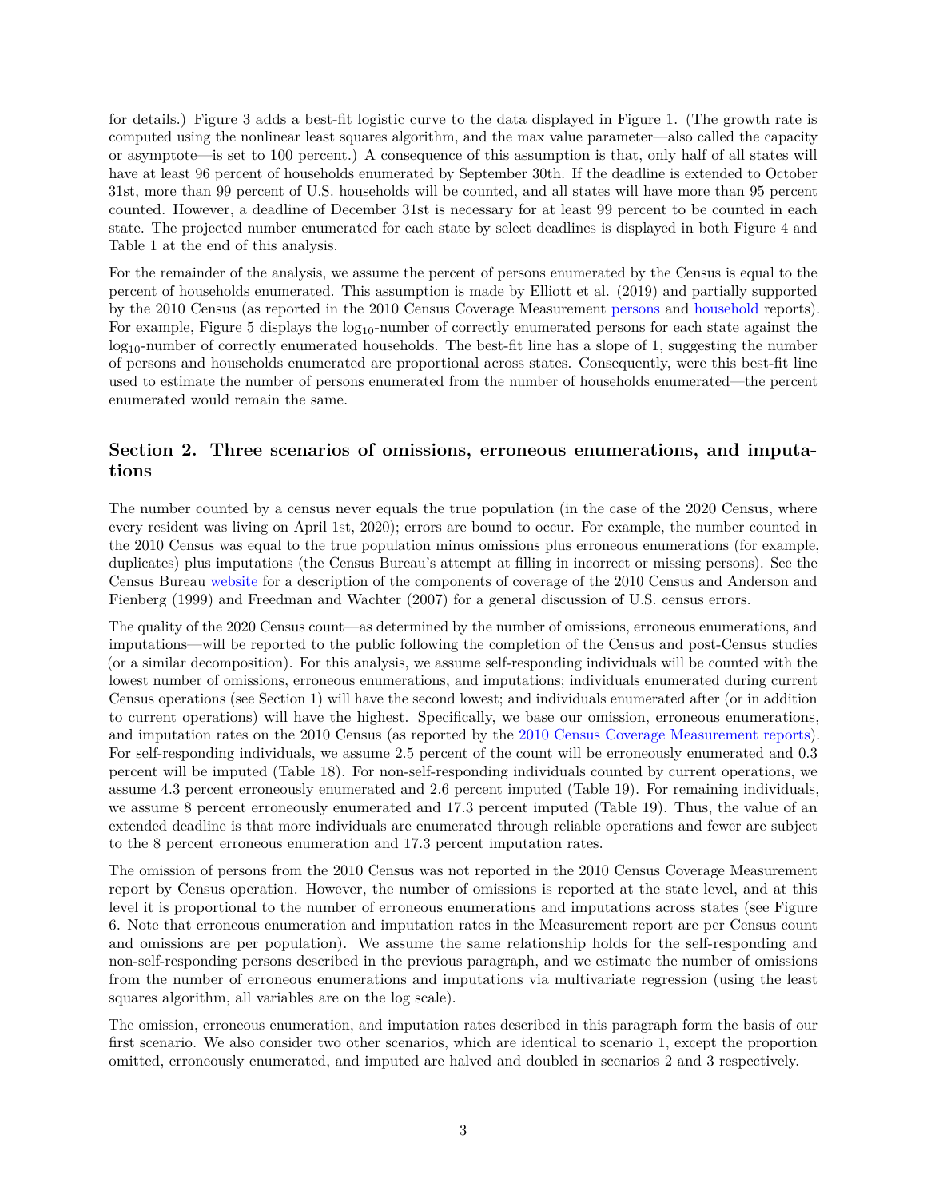for details.) Figure 3 adds a best-fit logistic curve to the data displayed in Figure 1. (The growth rate is computed using the nonlinear least squares algorithm, and the max value parameter—also called the capacity or asymptote—is set to 100 percent.) A consequence of this assumption is that, only half of all states will have at least 96 percent of households enumerated by September 30th. If the deadline is extended to October 31st, more than 99 percent of U.S. households will be counted, and all states will have more than 95 percent counted. However, a deadline of December 31st is necessary for at least 99 percent to be counted in each state. The projected number enumerated for each state by select deadlines is displayed in both Figure 4 and Table 1 at the end of this analysis.

For the remainder of the analysis, we assume the percent of persons enumerated by the Census is equal to the percent of households enumerated. This assumption is made by Elliott et al. (2019) and partially supported by the 2010 Census (as reported in the 2010 Census Coverage Measurement persons and household reports). For example, Figure 5 displays the $\log_{10}$-number of correctly enumerated persons for each state against the $\log_{10}$-number of correctly enumerated households. The best-fit line has a slope of 1, suggesting the number of persons and households enumerated are proportional across states. Consequently, were this best-fit line used to estimate the number of persons enumerated from the number of households enumerated—the percent enumerated would remain the same.

## Section 2. Three scenarios of omissions, erroneous enumerations, and imputations

The number counted by a census never equals the true population (in the case of the 2020 Census, where every resident was living on April 1st, 2020); errors are bound to occur. For example, the number counted in the 2010 Census was equal to the true population minus omissions plus erroneous enumerations (for example, duplicates) plus imputations (the Census Bureau's attempt at filling in incorrect or missing persons). See the Census Bureau website for a description of the components of coverage of the 2010 Census and Anderson and Fienberg (1999) and Freedman and Wachter (2007) for a general discussion of U.S. census errors.

The quality of the 2020 Census count—as determined by the number of omissions, erroneous enumerations, and imputations—will be reported to the public following the completion of the Census and post-Census studies (or a similar decomposition). For this analysis, we assume self-responding individuals will be counted with the lowest number of omissions, erroneous enumerations, and imputations; individuals enumerated during current Census operations (see Section 1) will have the second lowest; and individuals enumerated after (or in addition to current operations) will have the highest. Specifically, we base our omission, erroneous enumerations, and imputation rates on the 2010 Census (as reported by the 2010 Census Coverage Measurement reports). For self-responding individuals, we assume 2.5 percent of the count will be erroneously enumerated and 0.3 percent will be imputed (Table 18). For non-self-responding individuals counted by current operations, we assume 4.3 percent erroneously enumerated and 2.6 percent imputed (Table 19). For remaining individuals, we assume 8 percent erroneously enumerated and 17.3 percent imputed (Table 19). Thus, the value of an extended deadline is that more individuals are enumerated through reliable operations and fewer are subject to the 8 percent erroneous enumeration and 17.3 percent imputation rates.

The omission of persons from the 2010 Census was not reported in the 2010 Census Coverage Measurement report by Census operation. However, the number of omissions is reported at the state level, and at this level it is proportional to the number of erroneous enumerations and imputations across states (see Figure 6. Note that erroneous enumeration and imputation rates in the Measurement report are per Census count and omissions are per population). We assume the same relationship holds for the self-responding and non-self-responding persons described in the previous paragraph, and we estimate the number of omissions from the number of erroneous enumerations and imputations via multivariate regression (using the least squares algorithm, all variables are on the log scale).

The omission, erroneous enumeration, and imputation rates described in this paragraph form the basis of our first scenario. We also consider two other scenarios, which are identical to scenario 1, except the proportion omitted, erroneously enumerated, and imputed are halved and doubled in scenarios 2 and 3 respectively.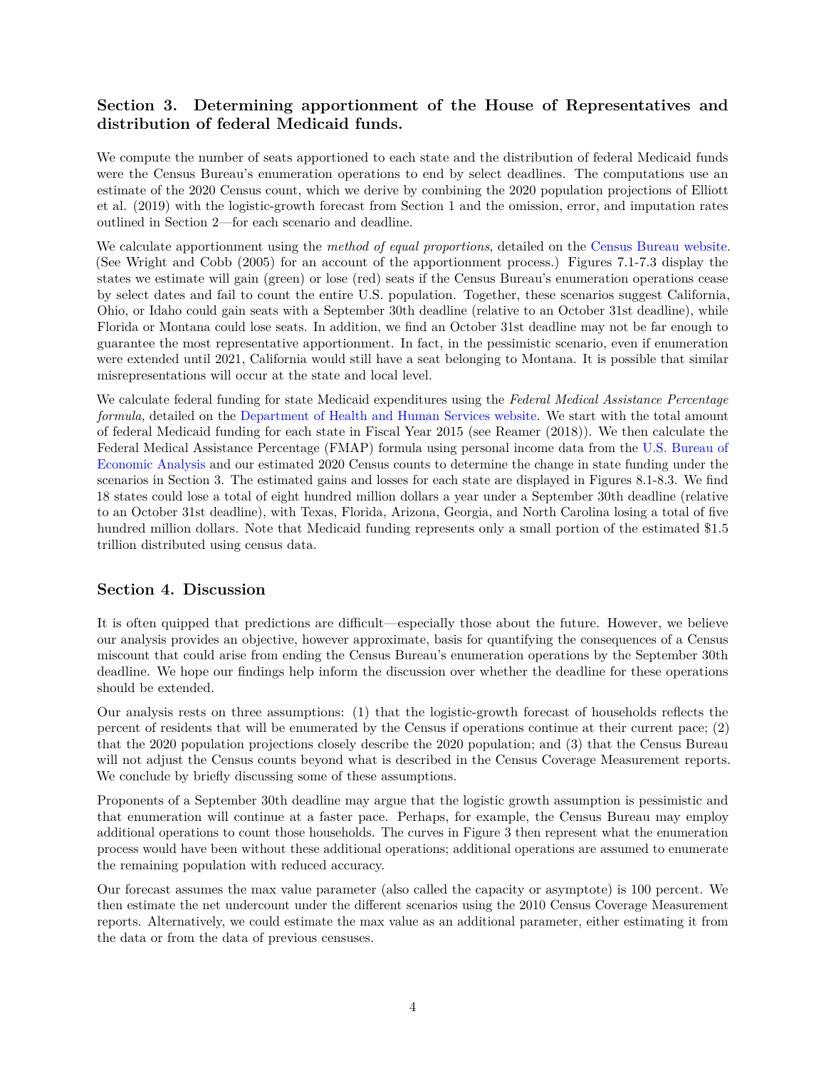## Section 3. Determining apportionment of the House of Representatives and distribution of federal Medicaid funds.

We compute the number of seats apportioned to each state and the distribution of federal Medicaid funds were the Census Bureau's enumeration operations to end by select deadlines. The computations use an estimate of the 2020 Census count, which we derive by combining the 2020 population projections of Elliott et al. (2019) with the logistic-growth forecast from Section 1 and the omission, error, and imputation rates outlined in Section 2—for each scenario and deadline.

We calculate apportionment using the *method of equal proportions*, detailed on the Census Bureau website. (See Wright and Cobb (2005) for an account of the apportionment process.) Figures 7.1-7.3 display the states we estimate will gain (green) or lose (red) seats if the Census Bureau's enumeration operations cease by select dates and fail to count the entire U.S. population. Together, these scenarios suggest California, Ohio, or Idaho could gain seats with a September 30th deadline (relative to an October 31st deadline), while Florida or Montana could lose seats. In addition, we find an October 31st deadline may not be far enough to guarantee the most representative apportionment. In fact, in the pessimistic scenario, even if enumeration were extended until 2021, California would still have a seat belonging to Montana. It is possible that similar misrepresentations will occur at the state and local level.

We calculate federal funding for state Medicaid expenditures using the *Federal Medical Assistance Percentage formula*, detailed on the Department of Health and Human Services website. We start with the total amount of federal Medicaid funding for each state in Fiscal Year 2015 (see Reamer (2018)). We then calculate the Federal Medical Assistance Percentage (FMAP) formula using personal income data from the U.S. Bureau of Economic Analysis and our estimated 2020 Census counts to determine the change in state funding under the scenarios in Section 3. The estimated gains and losses for each state are displayed in Figures 8.1-8.3. We find 18 states could lose a total of eight hundred million dollars a year under a September 30th deadline (relative to an October 31st deadline), with Texas, Florida, Arizona, Georgia, and North Carolina losing a total of five hundred million dollars. Note that Medicaid funding represents only a small portion of the estimated $1.5 trillion distributed using census data.

## Section 4. Discussion

It is often quipped that predictions are difficult—especially those about the future. However, we believe our analysis provides an objective, however approximate, basis for quantifying the consequences of a Census miscount that could arise from ending the Census Bureau's enumeration operations by the September 30th deadline. We hope our findings help inform the discussion over whether the deadline for these operations should be extended.

Our analysis rests on three assumptions: (1) that the logistic-growth forecast of households reflects the percent of residents that will be enumerated by the Census if operations continue at their current pace; (2) that the 2020 population projections closely describe the 2020 population; and (3) that the Census Bureau will not adjust the Census counts beyond what is described in the Census Coverage Measurement reports. We conclude by briefly discussing some of these assumptions.

Proponents of a September 30th deadline may argue that the logistic growth assumption is pessimistic and that enumeration will continue at a faster pace. Perhaps, for example, the Census Bureau may employ additional operations to count those households. The curves in Figure 3 then represent what the enumeration process would have been without these additional operations; additional operations are assumed to enumerate the remaining population with reduced accuracy.

Our forecast assumes the max value parameter (also called the capacity or asymptote) is 100 percent. We then estimate the net undercount under the different scenarios using the 2010 Census Coverage Measurement reports. Alternatively, we could estimate the max value as an additional parameter, either estimating it from the data or from the data of previous censuses.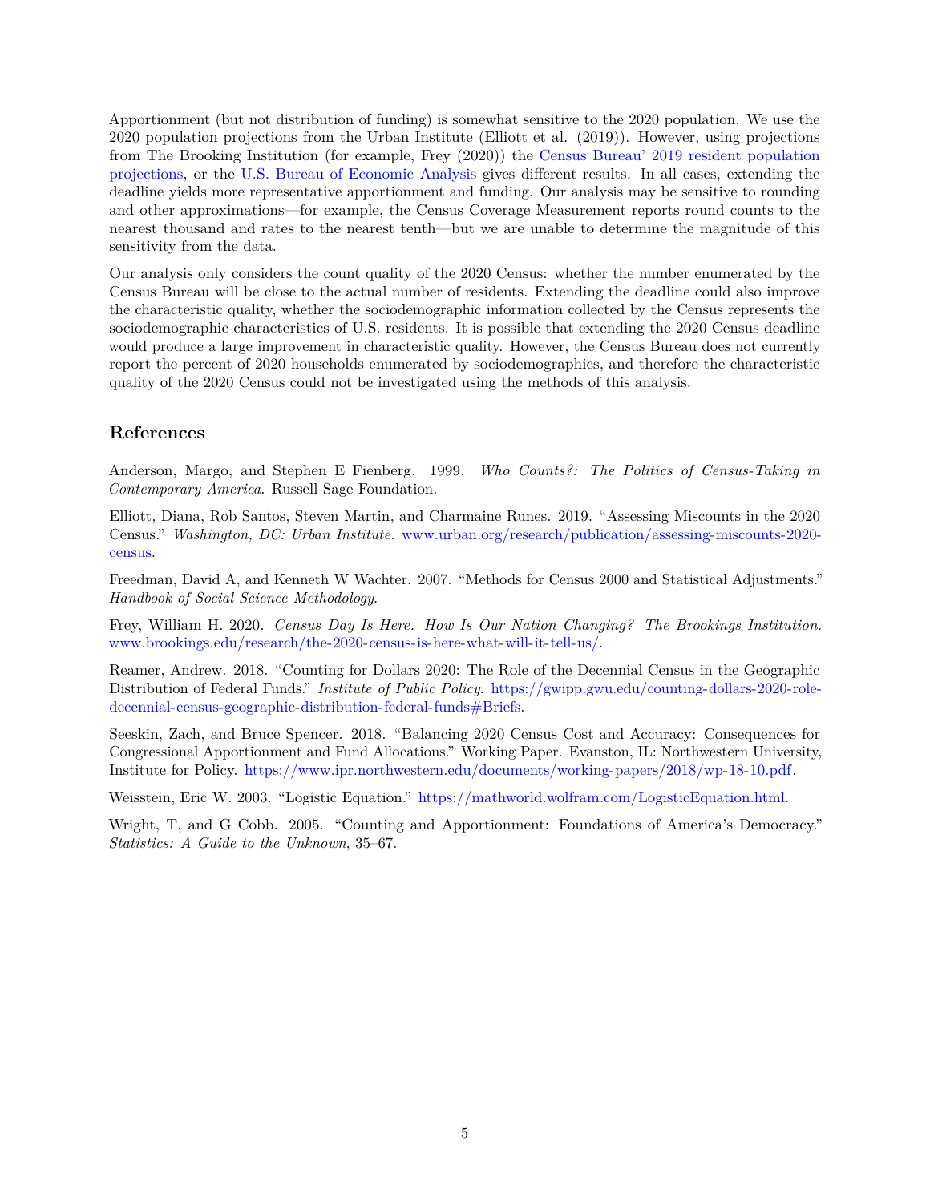Apportionment (but not distribution of funding) is somewhat sensitive to the 2020 population. We use the 2020 population projections from the Urban Institute (Elliott et al. (2019)). However, using projections from The Brooking Institution (for example, Frey (2020)) the Census Bureau' 2019 resident population projections, or the U.S. Bureau of Economic Analysis gives different results. In all cases, extending the deadline yields more representative apportionment and funding. Our analysis may be sensitive to rounding and other approximations—for example, the Census Coverage Measurement reports round counts to the nearest thousand and rates to the nearest tenth—but we are unable to determine the magnitude of this sensitivity from the data.

Our analysis only considers the count quality of the 2020 Census: whether the number enumerated by the Census Bureau will be close to the actual number of residents. Extending the deadline could also improve the characteristic quality, whether the sociodemographic information collected by the Census represents the sociodemographic characteristics of U.S. residents. It is possible that extending the 2020 Census deadline would produce a large improvement in characteristic quality. However, the Census Bureau does not currently report the percent of 2020 households enumerated by sociodemographics, and therefore the characteristic quality of the 2020 Census could not be investigated using the methods of this analysis.

## References

Anderson, Margo, and Stephen E Fienberg. 1999. *Who Counts?: The Politics of Census-Taking in Contemporary America*. Russell Sage Foundation.

Elliott, Diana, Rob Santos, Steven Martin, and Charmaine Runes. 2019. "Assessing Miscounts in the 2020 Census." *Washington, DC: Urban Institute.* www.urban.org/research/publication/assessing-miscounts-2020-census.

Freedman, David A, and Kenneth W Wachter. 2007. "Methods for Census 2000 and Statistical Adjustments." *Handbook of Social Science Methodology*.

Frey, William H. 2020. *Census Day Is Here. How Is Our Nation Changing? The Brookings Institution.* www.brookings.edu/research/the-2020-census-is-here-what-will-it-tell-us/.

Reamer, Andrew. 2018. "Counting for Dollars 2020: The Role of the Decennial Census in the Geographic Distribution of Federal Funds." *Institute of Public Policy*. https://gwipp.gwu.edu/counting-dollars-2020-role-decennial-census-geographic-distribution-federal-funds#Briefs.

Seeskin, Zach, and Bruce Spencer. 2018. "Balancing 2020 Census Cost and Accuracy: Consequences for Congressional Apportionment and Fund Allocations." Working Paper. Evanston, IL: Northwestern University, Institute for Policy. https://www.ipr.northwestern.edu/documents/working-papers/2018/wp-18-10.pdf.

Weisstein, Eric W. 2003. "Logistic Equation." https://mathworld.wolfram.com/LogisticEquation.html.

Wright, T, and G Cobb. 2005. "Counting and Apportionment: Foundations of America's Democracy." *Statistics: A Guide to the Unknown*, 35–67.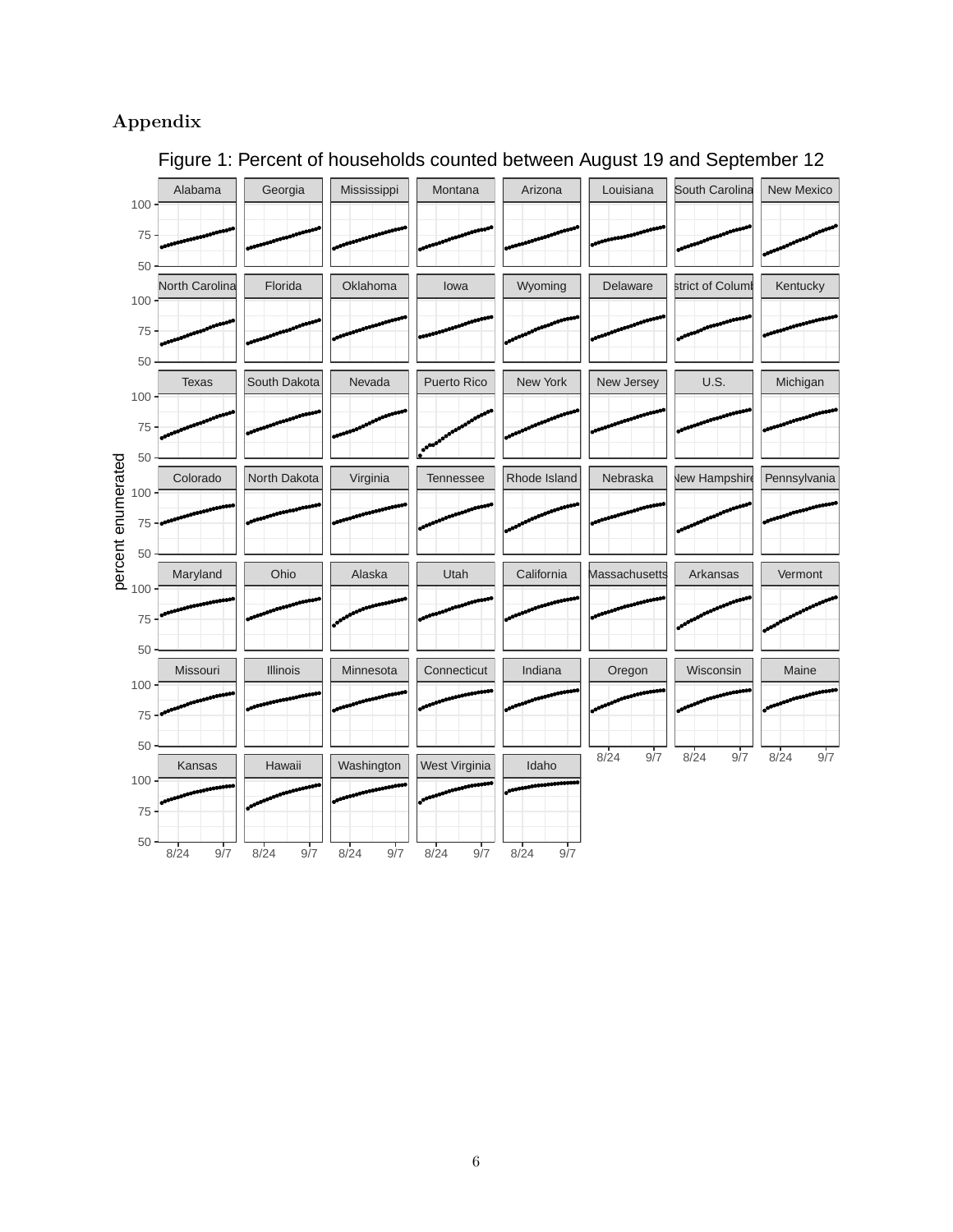## Appendix

Figure 1: Percent of households counted between August 19 and September 12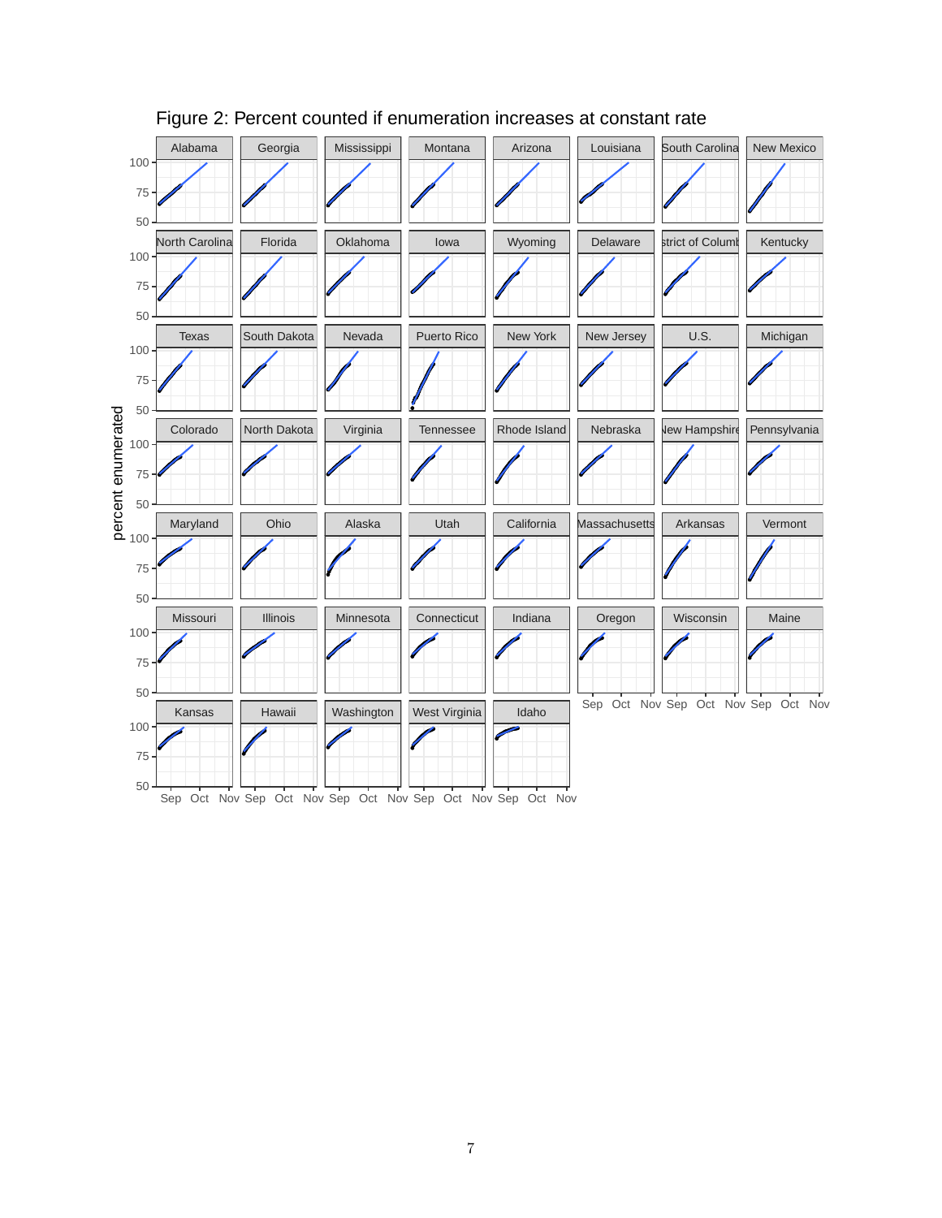Figure 2: Percent counted if enumeration increases at constant rate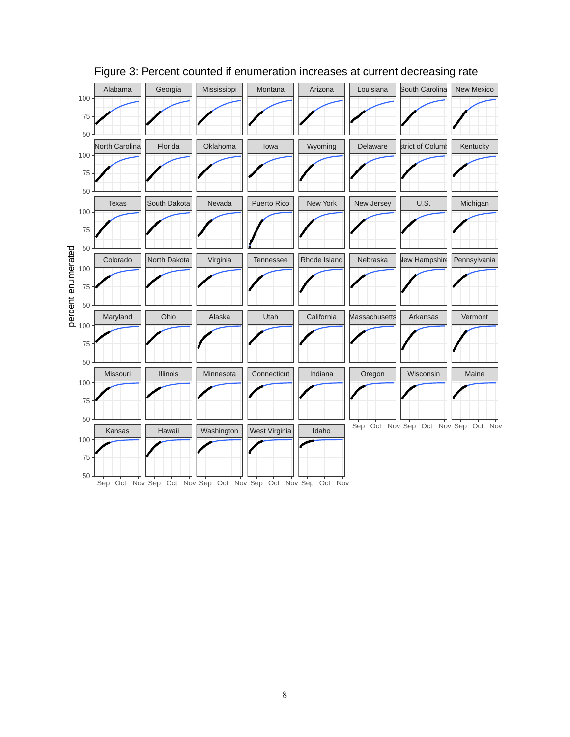Figure 3: Percent counted if enumeration increases at current decreasing rate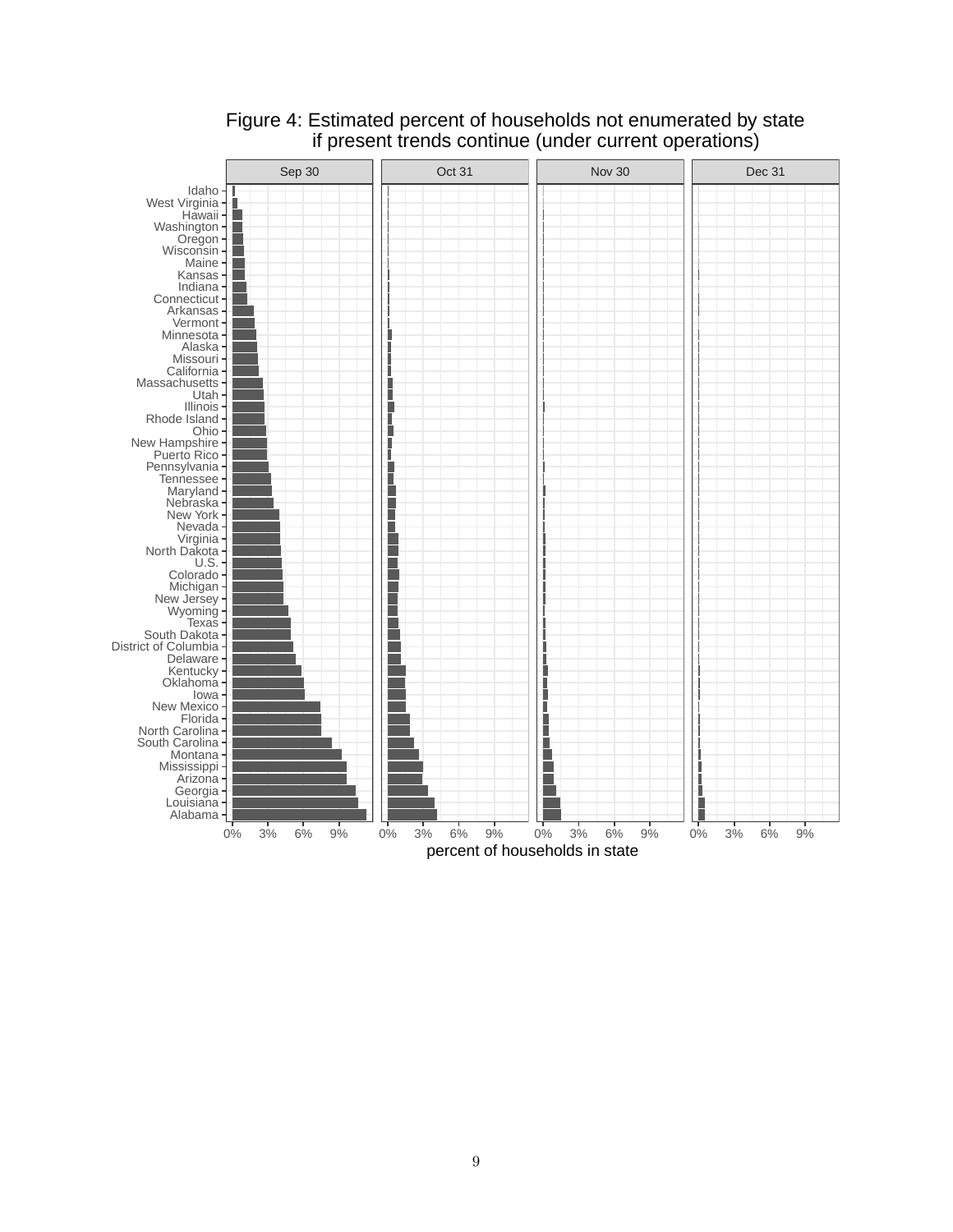Figure 4: Estimated percent of households not enumerated by state if present trends continue (under current operations)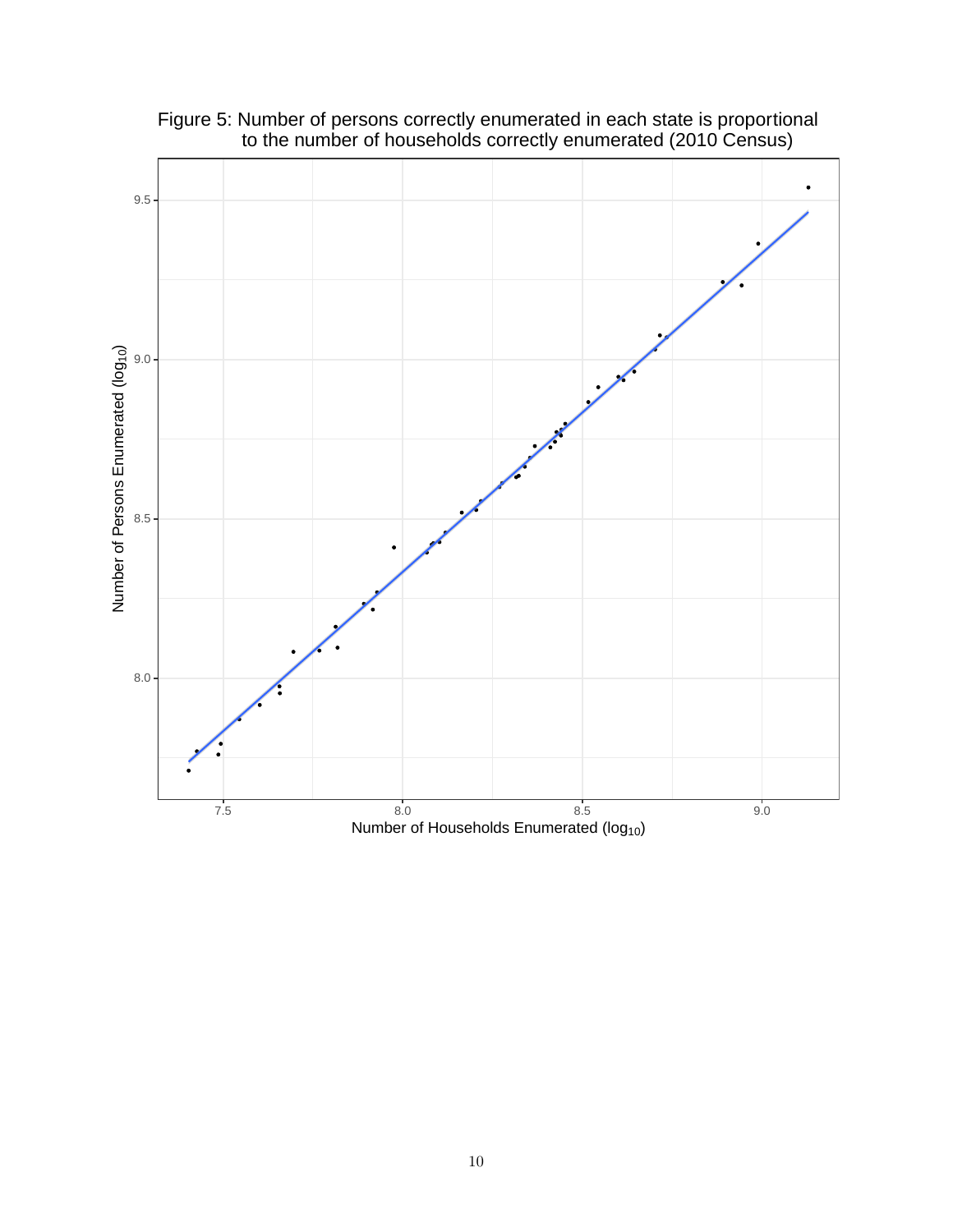Figure 5: Number of persons correctly enumerated in each state is proportional to the number of households correctly enumerated (2010 Census)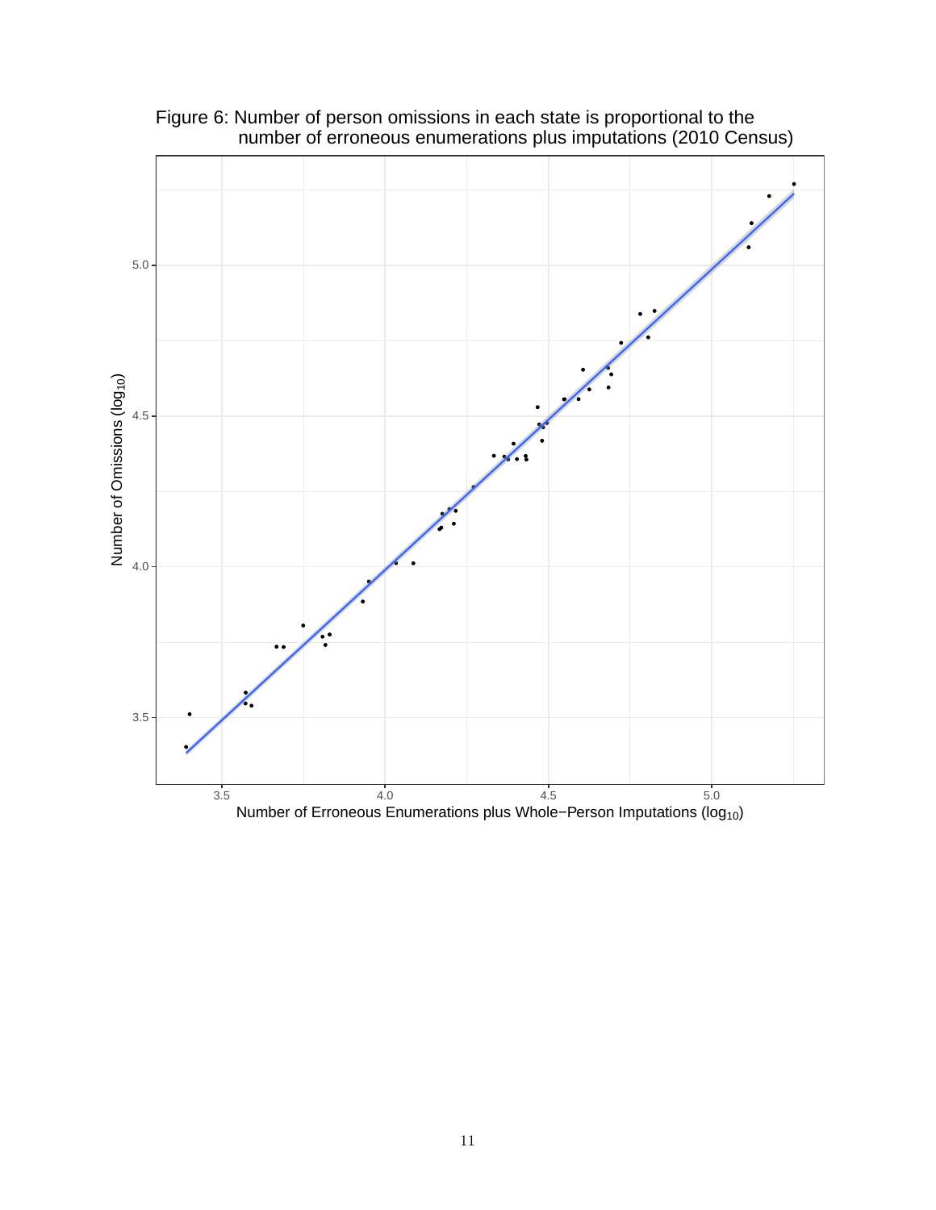Figure 6: Number of person omissions in each state is proportional to the number of erroneous enumerations plus imputations (2010 Census)

Number of Omissions ($\log_{10}$)

Number of Erroneous Enumerations plus Whole−Person Imputations ($\log_{10}$)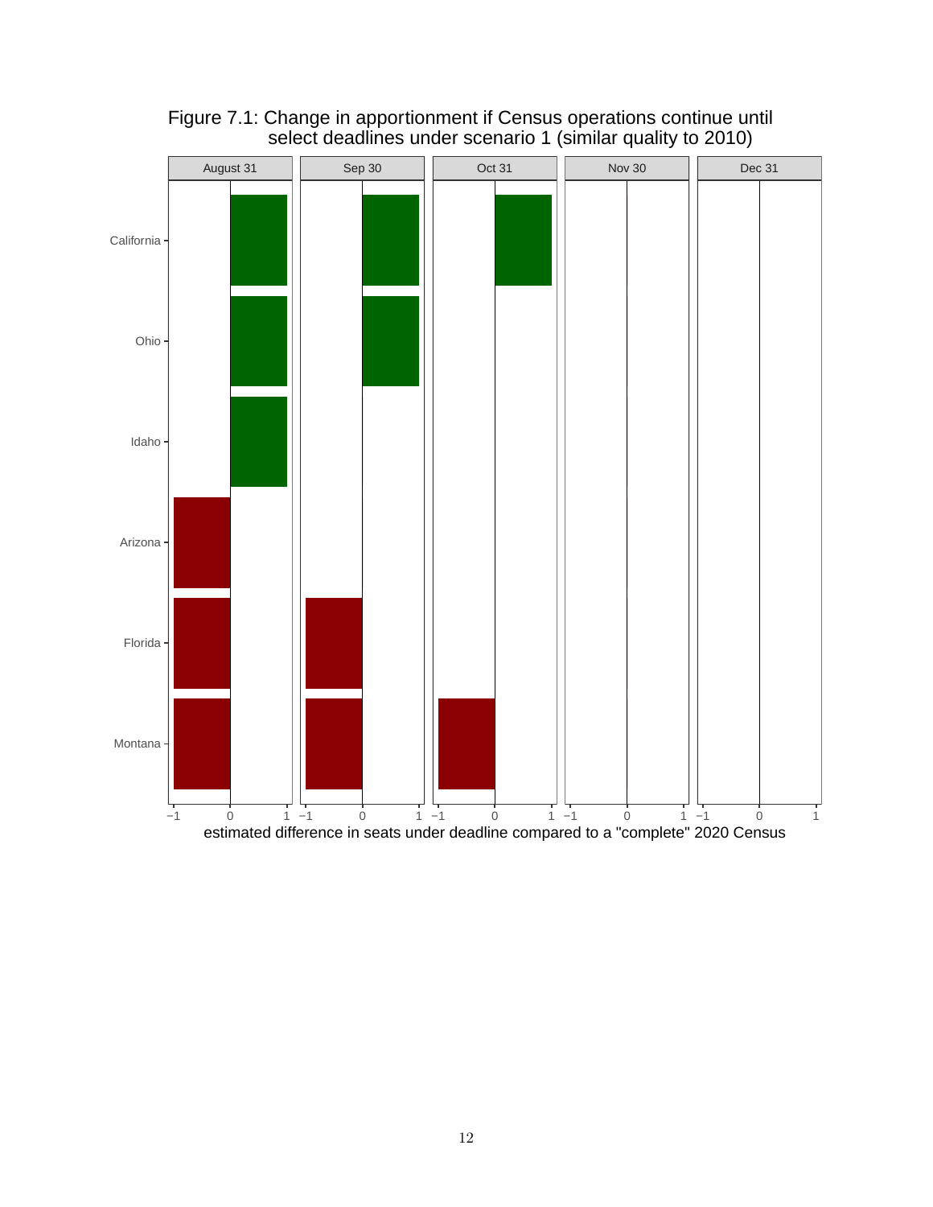Figure 7.1: Change in apportionment if Census operations continue until select deadlines under scenario 1 (similar quality to 2010)

| State | August 31 | Sep 30 | Oct 31 | Nov 30 | Dec 31 |
|---|---|---|---|---|---|
| California | 1 | 1 | 1 | 0 | 0 |
| Ohio | 1 | 1 | 0 | 0 | 0 |
| Idaho | 1 | 0 | 0 | 0 | 0 |
| Arizona | −1 | 0 | 0 | 0 | 0 |
| Florida | −1 | −1 | 0 | 0 | 0 |
| Montana | −1 | −1 | −1 | 0 | 0 |

estimated difference in seats under deadline compared to a "complete" 2020 Census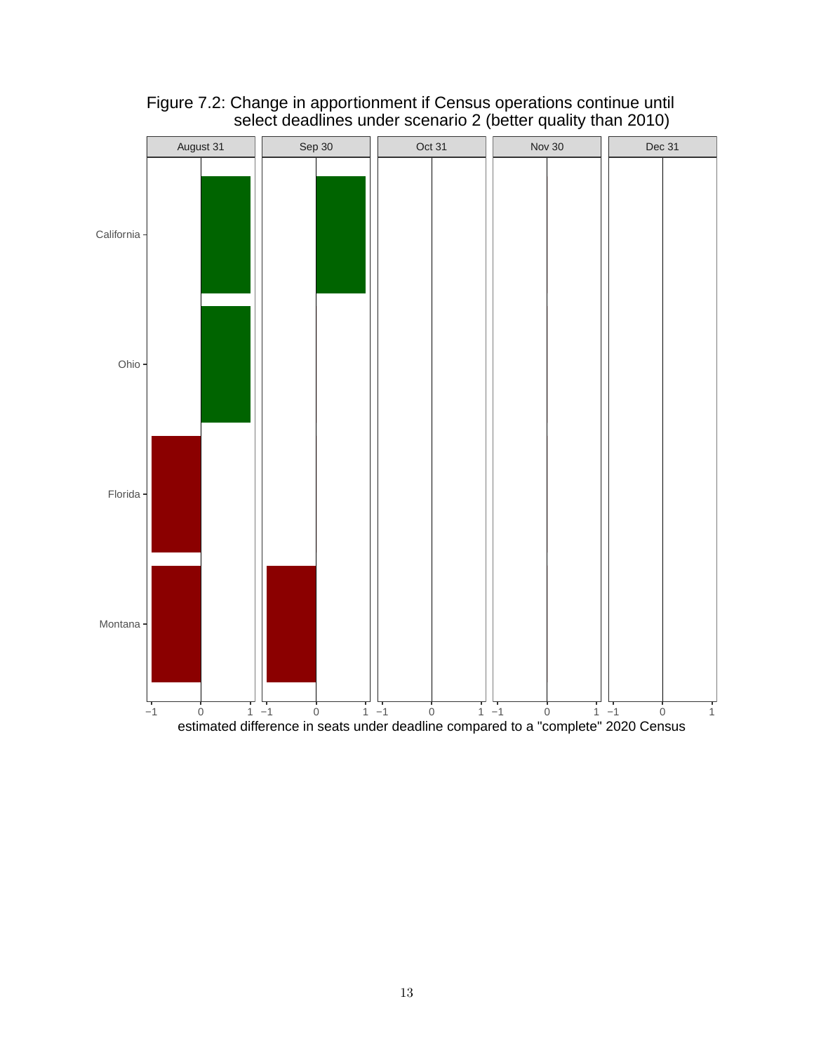Figure 7.2: Change in apportionment if Census operations continue until select deadlines under scenario 2 (better quality than 2010)

| State | August 31 | Sep 30 | Oct 31 | Nov 30 | Dec 31 |
|---|---|---|---|---|---|
| California | 1 | 1 | 0 | 0 | 0 |
| Ohio | 1 | 0 | 0 | 0 | 0 |
| Florida | −1 | 0 | 0 | 0 | 0 |
| Montana | −1 | −1 | 0 | 0 | 0 |

estimated difference in seats under deadline compared to a "complete" 2020 Census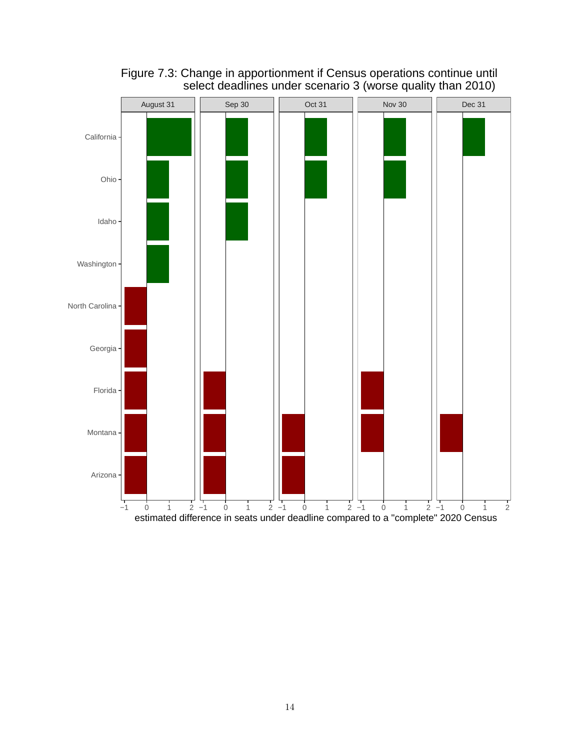Figure 7.3: Change in apportionment if Census operations continue until select deadlines under scenario 3 (worse quality than 2010)

| State | August 31 | Sep 30 | Oct 31 | Nov 30 | Dec 31 |
|---|---|---|---|---|---|
| California | 2 | 1 | 1 | 1 | 1 |
| Ohio | 1 | 1 | 1 | 1 | 0 |
| Idaho | 1 | 1 | 0 | 0 | 0 |
| Washington | 1 | 0 | 0 | 0 | 0 |
| North Carolina | −1 | 0 | 0 | 0 | 0 |
| Georgia | −1 | 0 | 0 | 0 | 0 |
| Florida | −1 | −1 | 0 | −1 | 0 |
| Montana | −1 | −1 | −1 | −1 | −1 |
| Arizona | −1 | −1 | −1 | 0 | 0 |

estimated difference in seats under deadline compared to a "complete" 2020 Census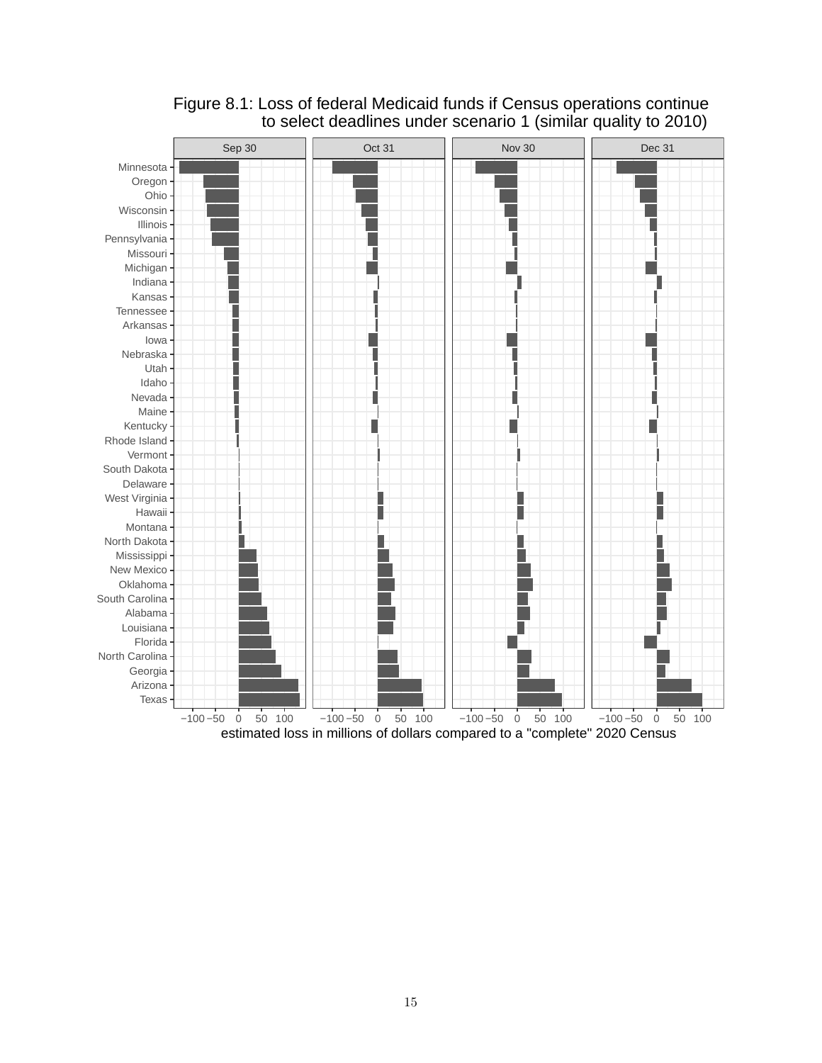Figure 8.1: Loss of federal Medicaid funds if Census operations continue to select deadlines under scenario 1 (similar quality to 2010)

estimated loss in millions of dollars compared to a "complete" 2020 Census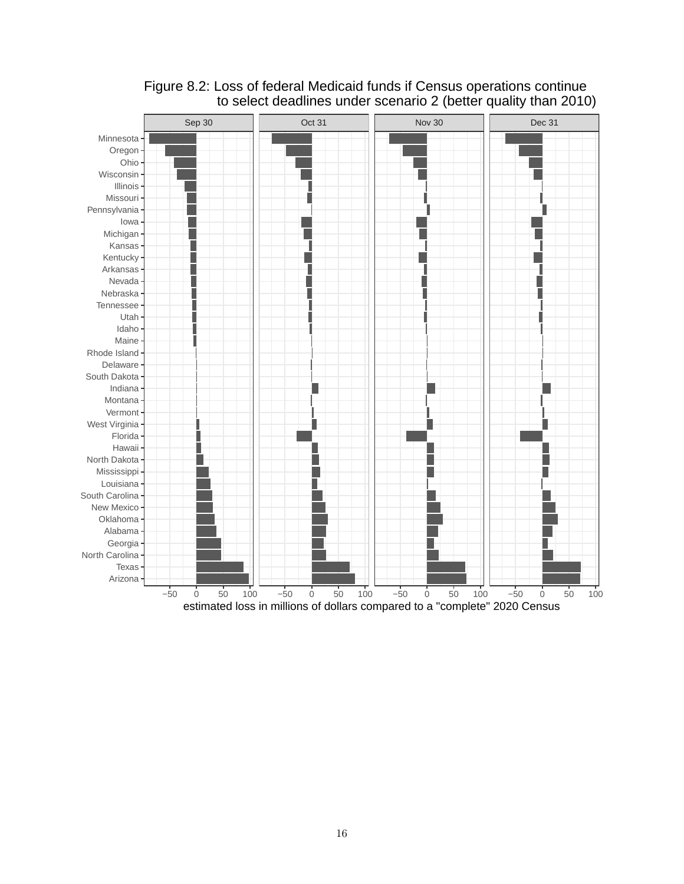Figure 8.2: Loss of federal Medicaid funds if Census operations continue to select deadlines under scenario 2 (better quality than 2010)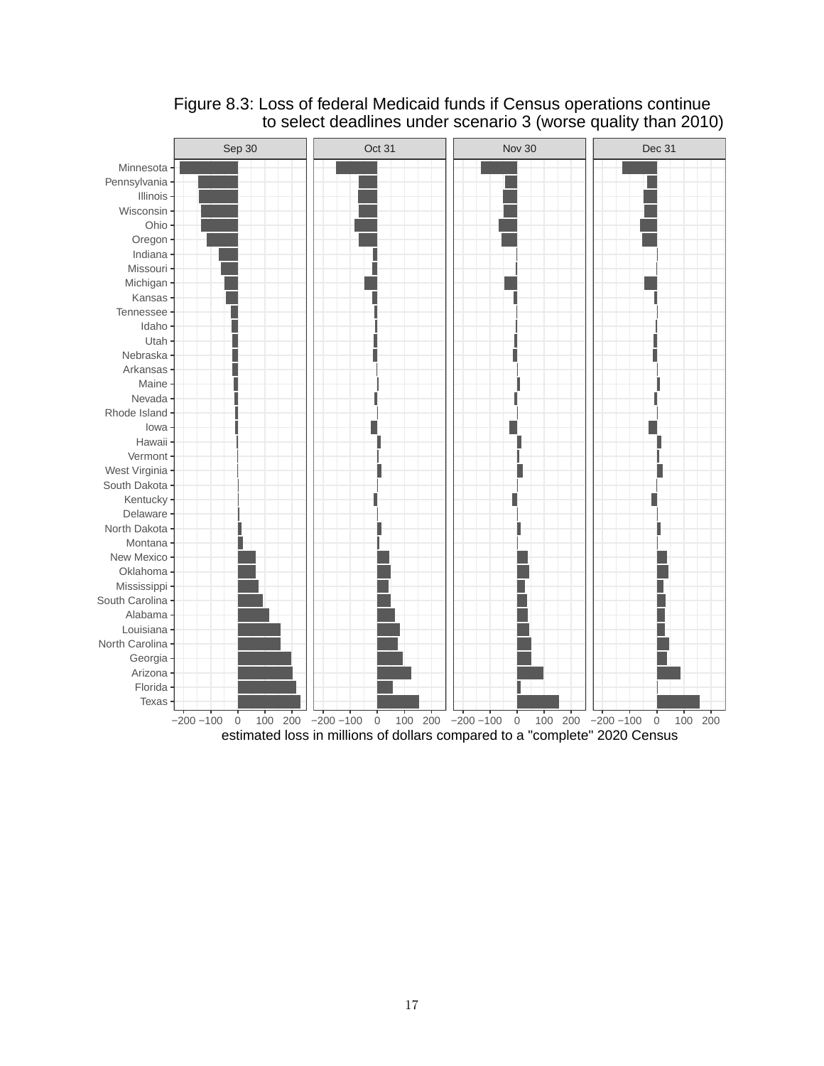Figure 8.3: Loss of federal Medicaid funds if Census operations continue to select deadlines under scenario 3 (worse quality than 2010)

| | Sep 30 | Oct 31 | Nov 30 | Dec 31 |
|---|---|---|---|---|
| Minnesota | | | | |
| Pennsylvania | | | | |
| Illinois | | | | |
| Wisconsin | | | | |
| Ohio | | | | |
| Oregon | | | | |
| Indiana | | | | |
| Missouri | | | | |
| Michigan | | | | |
| Kansas | | | | |
| Tennessee | | | | |
| Idaho | | | | |
| Utah | | | | |
| Nebraska | | | | |
| Arkansas | | | | |
| Maine | | | | |
| Nevada | | | | |
| Rhode Island | | | | |
| Iowa | | | | |
| Hawaii | | | | |
| Vermont | | | | |
| West Virginia | | | | |
| South Dakota | | | | |
| Kentucky | | | | |
| Delaware | | | | |
| North Dakota | | | | |
| Montana | | | | |
| New Mexico | | | | |
| Oklahoma | | | | |
| Mississippi | | | | |
| South Carolina | | | | |
| Alabama | | | | |
| Louisiana | | | | |
| North Carolina | | | | |
| Georgia | | | | |
| Arizona | | | | |
| Florida | | | | |
| Texas | | | | |

estimated loss in millions of dollars compared to a "complete" 2020 Census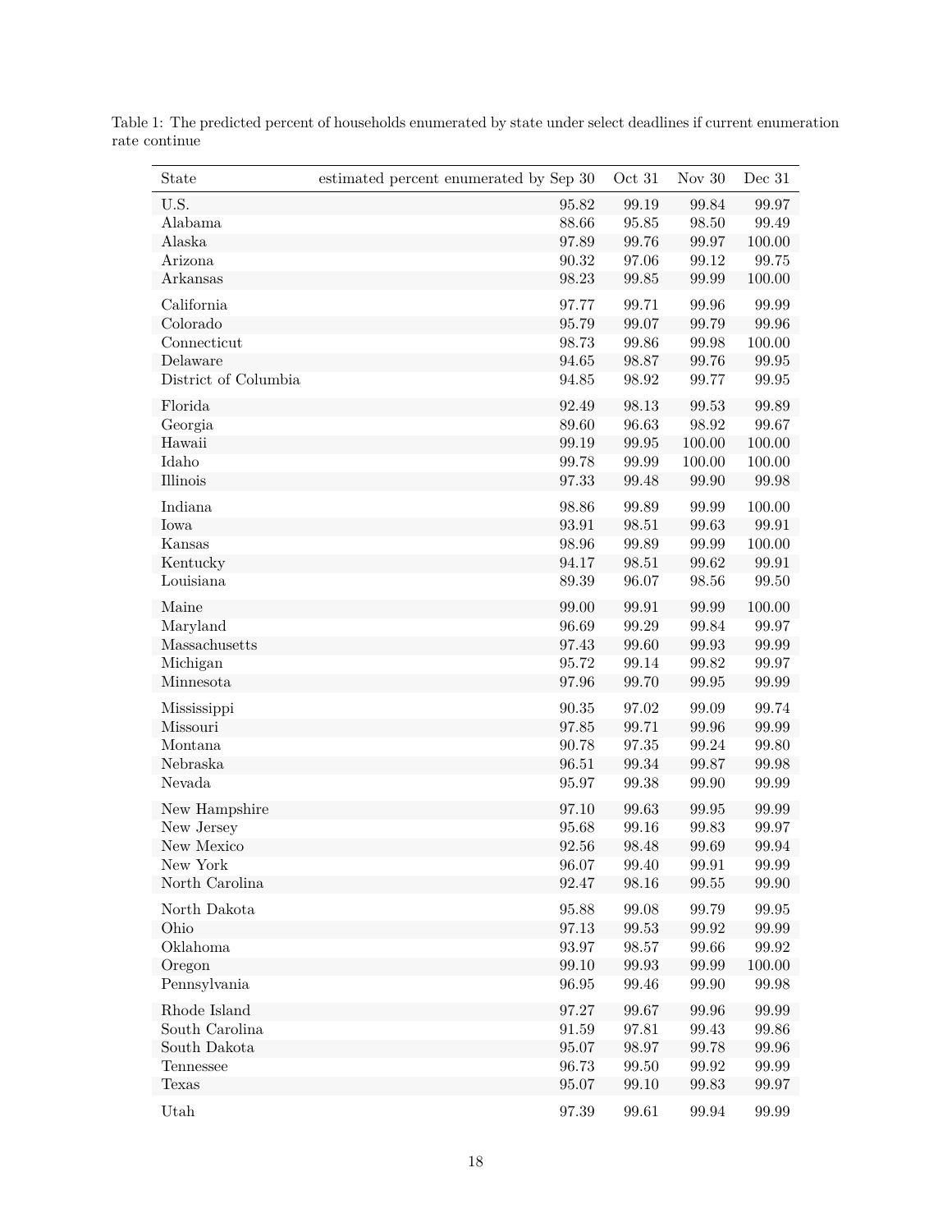Table 1: The predicted percent of households enumerated by state under select deadlines if current enumeration rate continue

| State | estimated percent enumerated by Sep 30 | Oct 31 | Nov 30 | Dec 31 |
|---|---|---|---|---|
| U.S. | 95.82 | 99.19 | 99.84 | 99.97 |
| Alabama | 88.66 | 95.85 | 98.50 | 99.49 |
| Alaska | 97.89 | 99.76 | 99.97 | 100.00 |
| Arizona | 90.32 | 97.06 | 99.12 | 99.75 |
| Arkansas | 98.23 | 99.85 | 99.99 | 100.00 |
| California | 97.77 | 99.71 | 99.96 | 99.99 |
| Colorado | 95.79 | 99.07 | 99.79 | 99.96 |
| Connecticut | 98.73 | 99.86 | 99.98 | 100.00 |
| Delaware | 94.65 | 98.87 | 99.76 | 99.95 |
| District of Columbia | 94.85 | 98.92 | 99.77 | 99.95 |
| Florida | 92.49 | 98.13 | 99.53 | 99.89 |
| Georgia | 89.60 | 96.63 | 98.92 | 99.67 |
| Hawaii | 99.19 | 99.95 | 100.00 | 100.00 |
| Idaho | 99.78 | 99.99 | 100.00 | 100.00 |
| Illinois | 97.33 | 99.48 | 99.90 | 99.98 |
| Indiana | 98.86 | 99.89 | 99.99 | 100.00 |
| Iowa | 93.91 | 98.51 | 99.63 | 99.91 |
| Kansas | 98.96 | 99.89 | 99.99 | 100.00 |
| Kentucky | 94.17 | 98.51 | 99.62 | 99.91 |
| Louisiana | 89.39 | 96.07 | 98.56 | 99.50 |
| Maine | 99.00 | 99.91 | 99.99 | 100.00 |
| Maryland | 96.69 | 99.29 | 99.84 | 99.97 |
| Massachusetts | 97.43 | 99.60 | 99.93 | 99.99 |
| Michigan | 95.72 | 99.14 | 99.82 | 99.97 |
| Minnesota | 97.96 | 99.70 | 99.95 | 99.99 |
| Mississippi | 90.35 | 97.02 | 99.09 | 99.74 |
| Missouri | 97.85 | 99.71 | 99.96 | 99.99 |
| Montana | 90.78 | 97.35 | 99.24 | 99.80 |
| Nebraska | 96.51 | 99.34 | 99.87 | 99.98 |
| Nevada | 95.97 | 99.38 | 99.90 | 99.99 |
| New Hampshire | 97.10 | 99.63 | 99.95 | 99.99 |
| New Jersey | 95.68 | 99.16 | 99.83 | 99.97 |
| New Mexico | 92.56 | 98.48 | 99.69 | 99.94 |
| New York | 96.07 | 99.40 | 99.91 | 99.99 |
| North Carolina | 92.47 | 98.16 | 99.55 | 99.90 |
| North Dakota | 95.88 | 99.08 | 99.79 | 99.95 |
| Ohio | 97.13 | 99.53 | 99.92 | 99.99 |
| Oklahoma | 93.97 | 98.57 | 99.66 | 99.92 |
| Oregon | 99.10 | 99.93 | 99.99 | 100.00 |
| Pennsylvania | 96.95 | 99.46 | 99.90 | 99.98 |
| Rhode Island | 97.27 | 99.67 | 99.96 | 99.99 |
| South Carolina | 91.59 | 97.81 | 99.43 | 99.86 |
| South Dakota | 95.07 | 98.97 | 99.78 | 99.96 |
| Tennessee | 96.73 | 99.50 | 99.92 | 99.99 |
| Texas | 95.07 | 99.10 | 99.83 | 99.97 |
| Utah | 97.39 | 99.61 | 99.94 | 99.99 |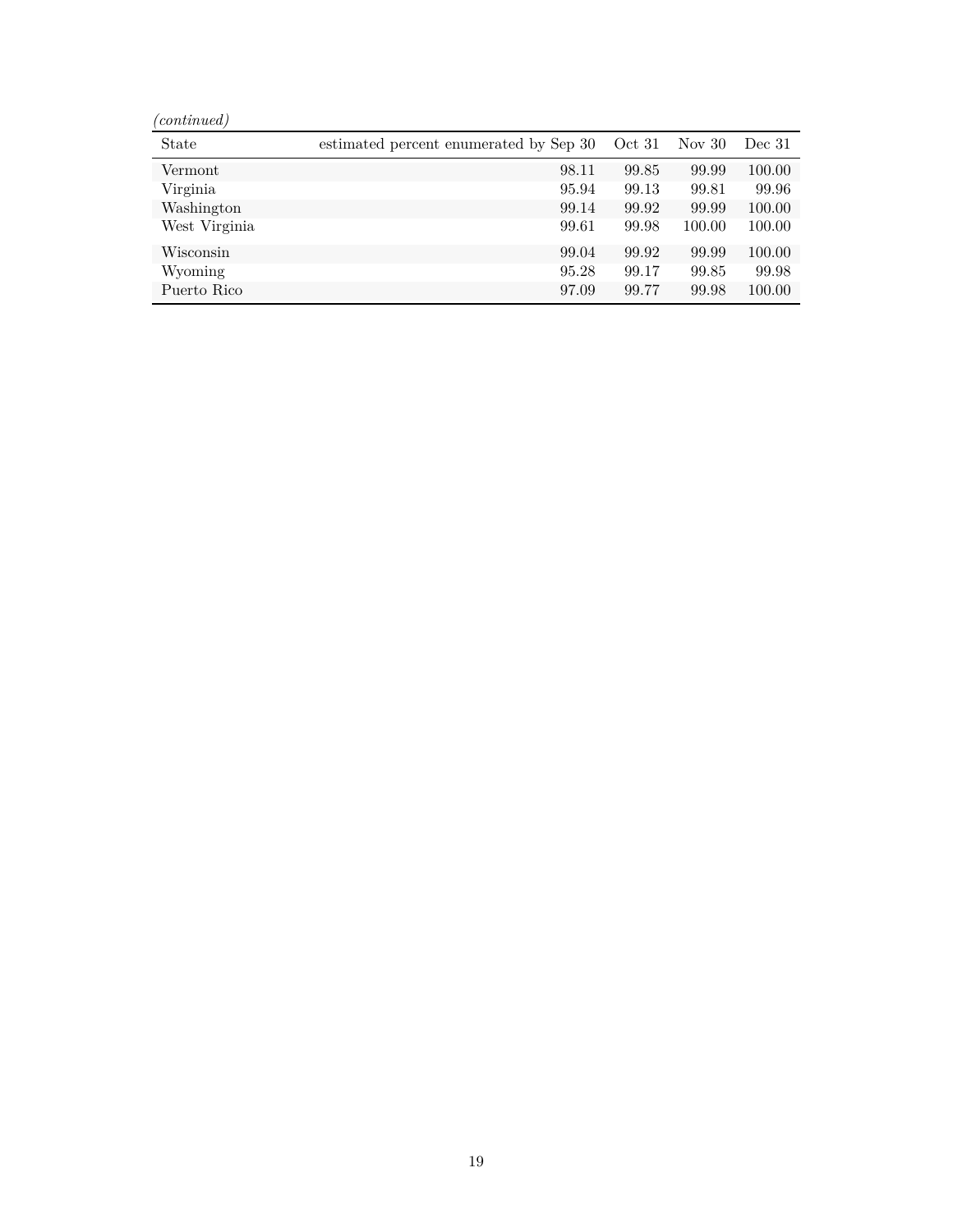*(continued)*

| State | estimated percent enumerated by Sep 30 | Oct 31 | Nov 30 | Dec 31 |
|---|---|---|---|---|
| Vermont | 98.11 | 99.85 | 99.99 | 100.00 |
| Virginia | 95.94 | 99.13 | 99.81 | 99.96 |
| Washington | 99.14 | 99.92 | 99.99 | 100.00 |
| West Virginia | 99.61 | 99.98 | 100.00 | 100.00 |
| Wisconsin | 99.04 | 99.92 | 99.99 | 100.00 |
| Wyoming | 95.28 | 99.17 | 99.85 | 99.98 |
| Puerto Rico | 97.09 | 99.77 | 99.98 | 100.00 |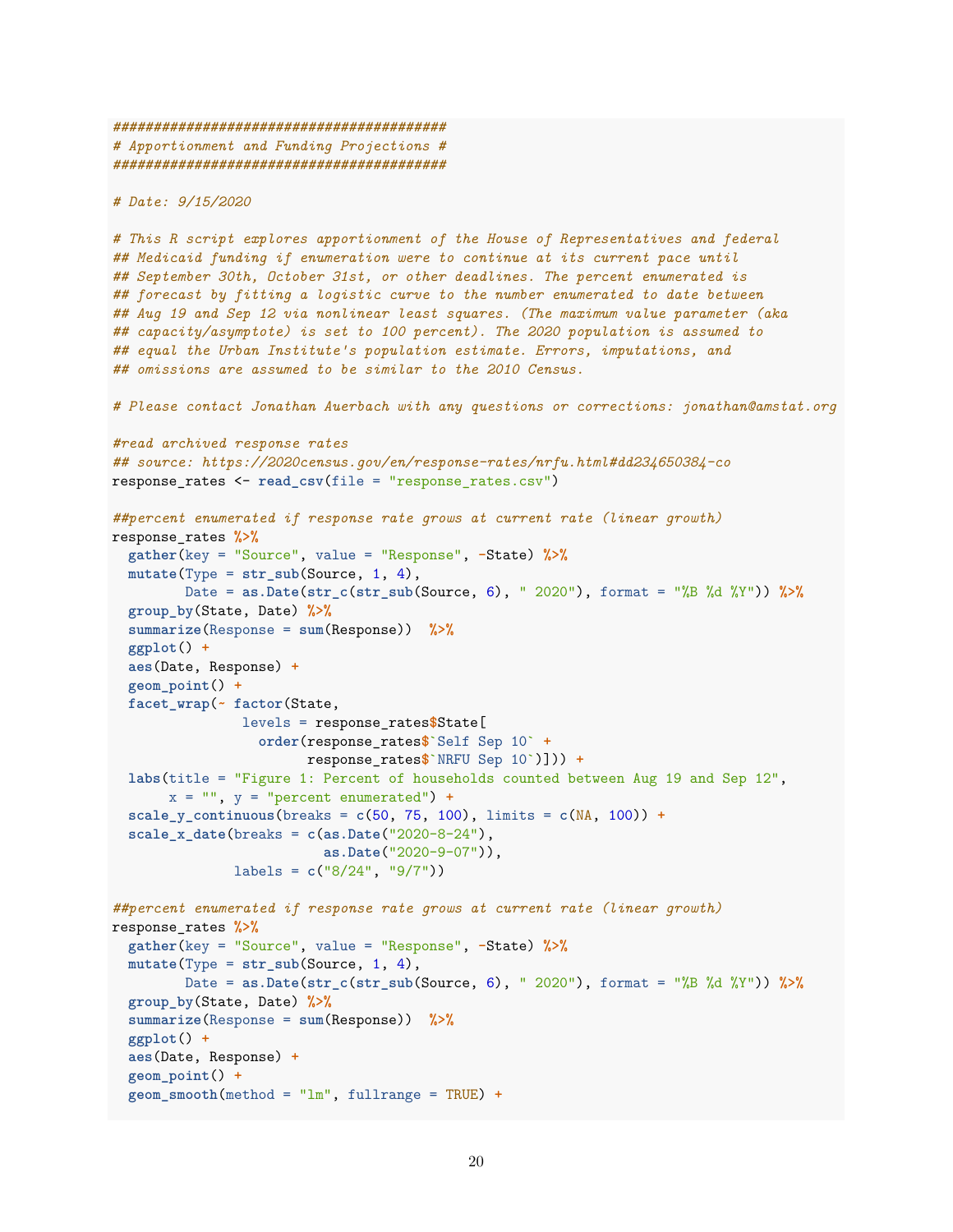```
########################################
# Apportionment and Funding Projections #
########################################

# Date: 9/15/2020

# This R script explores apportionment of the House of Representatives and federal
## Medicaid funding if enumeration were to continue at its current pace until
## September 30th, October 31st, or other deadlines. The percent enumerated is
## forecast by fitting a logistic curve to the number enumerated to date between
## Aug 19 and Sep 12 via nonlinear least squares. (The maximum value parameter (aka
## capacity/asymptote) is set to 100 percent). The 2020 population is assumed to
## equal the Urban Institute's population estimate. Errors, imputations, and
## omissions are assumed to be similar to the 2010 Census.

# Please contact Jonathan Auerbach with any questions or corrections: jonathan@amstat.org

#read archived response rates
## source: https://2020census.gov/en/response-rates/nrfu.html#dd234650384-co
response_rates <- read_csv(file = "response_rates.csv")

##percent enumerated if response rate grows at current rate (linear growth)
response_rates %>%
  gather(key = "Source", value = "Response", -State) %>%
  mutate(Type = str_sub(Source, 1, 4),
         Date = as.Date(str_c(str_sub(Source, 6), " 2020"), format = "%B %d %Y")) %>%
  group_by(State, Date) %>%
  summarize(Response = sum(Response))  %>%
  ggplot() +
  aes(Date, Response) +
  geom_point() +
  facet_wrap(~ factor(State,
               levels = response_rates$State[
                 order(response_rates$`Self Sep 10` +
                       response_rates$`NRFU Sep 10`)])) +
  labs(title = "Figure 1: Percent of households counted between Aug 19 and Sep 12",
       x = "", y = "percent enumerated") +
  scale_y_continuous(breaks = c(50, 75, 100), limits = c(NA, 100)) +
  scale_x_date(breaks = c(as.Date("2020-8-24"),
                          as.Date("2020-9-07")),
               labels = c("8/24", "9/7"))

##percent enumerated if response rate grows at current rate (linear growth)
response_rates %>%
  gather(key = "Source", value = "Response", -State) %>%
  mutate(Type = str_sub(Source, 1, 4),
         Date = as.Date(str_c(str_sub(Source, 6), " 2020"), format = "%B %d %Y")) %>%
  group_by(State, Date) %>%
  summarize(Response = sum(Response))  %>%
  ggplot() +
  aes(Date, Response) +
  geom_point() +
  geom_smooth(method = "lm", fullrange = TRUE) +
```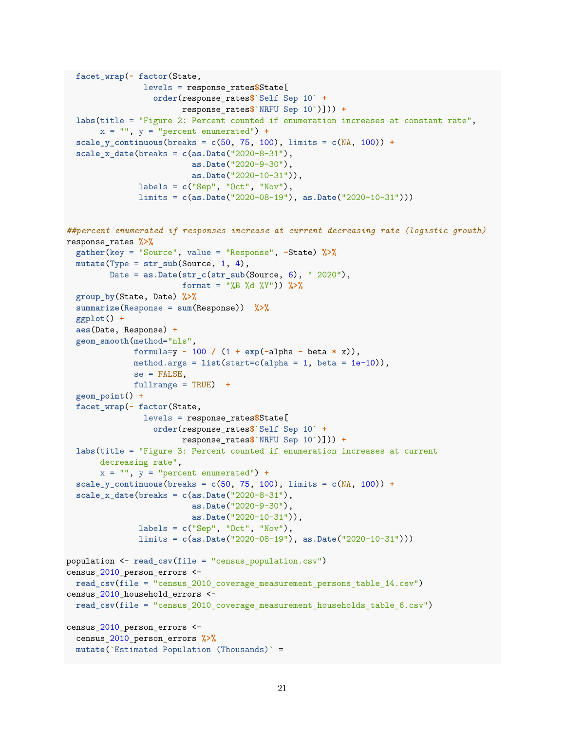```
  facet_wrap(~ factor(State,
               levels = response_rates$State[
                 order(response_rates$`Self Sep 10` +
                       response_rates$`NRFU Sep 10`)])) +
  labs(title = "Figure 2: Percent counted if enumeration increases at constant rate",
       x = "", y = "percent enumerated") +
  scale_y_continuous(breaks = c(50, 75, 100), limits = c(NA, 100)) +
  scale_x_date(breaks = c(as.Date("2020-8-31"),
                          as.Date("2020-9-30"),
                          as.Date("2020-10-31")),
               labels = c("Sep", "Oct", "Nov"),
               limits = c(as.Date("2020-08-19"), as.Date("2020-10-31")))


##percent enumerated if responses increase at current decreasing rate (logistic growth)
response_rates %>%
  gather(key = "Source", value = "Response", -State) %>%
  mutate(Type = str_sub(Source, 1, 4),
         Date = as.Date(str_c(str_sub(Source, 6), " 2020"),
                       format = "%B %d %Y")) %>%
  group_by(State, Date) %>%
  summarize(Response = sum(Response))  %>%
  ggplot() +
  aes(Date, Response) +
  geom_smooth(method="nls",
              formula=y ~ 100 / (1 + exp(-alpha - beta * x)),
              method.args = list(start=c(alpha = 1, beta = 1e-10)),
              se = FALSE,
              fullrange = TRUE)  +
  geom_point() +
  facet_wrap(~ factor(State,
               levels = response_rates$State[
                 order(response_rates$`Self Sep 10` +
                       response_rates$`NRFU Sep 10`)])) +
  labs(title = "Figure 3: Percent counted if enumeration increases at current
       decreasing rate",
       x = "", y = "percent enumerated") +
  scale_y_continuous(breaks = c(50, 75, 100), limits = c(NA, 100)) +
  scale_x_date(breaks = c(as.Date("2020-8-31"),
                          as.Date("2020-9-30"),
                          as.Date("2020-10-31")),
               labels = c("Sep", "Oct", "Nov"),
               limits = c(as.Date("2020-08-19"), as.Date("2020-10-31")))

population <- read_csv(file = "census_population.csv")
census_2010_person_errors <-
  read_csv(file = "census_2010_coverage_measurement_persons_table_14.csv")
census_2010_household_errors <-
  read_csv(file = "census_2010_coverage_measurement_households_table_6.csv")

census_2010_person_errors <-
  census_2010_person_errors %>%
  mutate(`Estimated Population (Thousands)` =
```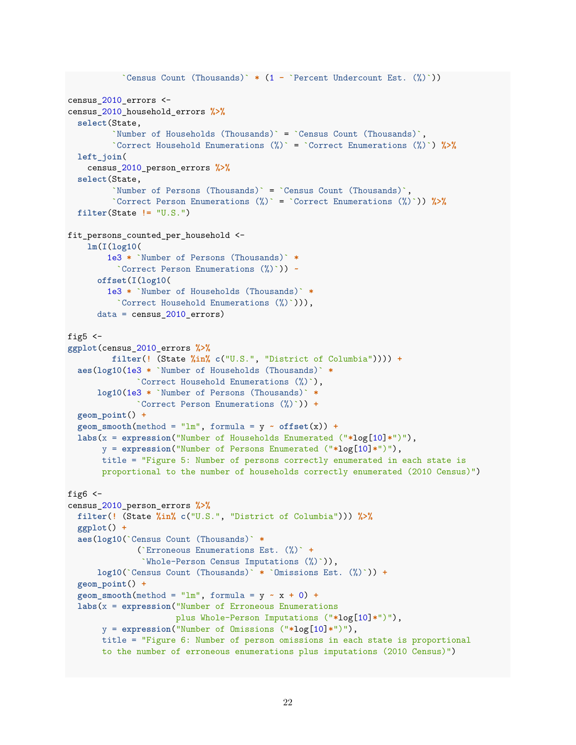```
          `Census Count (Thousands)` * (1 - `Percent Undercount Est. (%)`))

census_2010_errors <-
census_2010_household_errors %>%
  select(State,
         `Number of Households (Thousands)` = `Census Count (Thousands)`,
         `Correct Household Enumerations (%)` = `Correct Enumerations (%)`) %>%
  left_join(
    census_2010_person_errors %>%
  select(State,
         `Number of Persons (Thousands)` = `Census Count (Thousands)`,
         `Correct Person Enumerations (%)` = `Correct Enumerations (%)`)) %>%
  filter(State != "U.S.")

fit_persons_counted_per_household <-
    lm(I(log10(
        1e3 * `Number of Persons (Thousands)` *
          `Correct Person Enumerations (%)`)) ~
      offset(I(log10(
        1e3 * `Number of Households (Thousands)` *
          `Correct Household Enumerations (%)`))),
      data = census_2010_errors)

fig5 <-
ggplot(census_2010_errors %>%
         filter(! (State %in% c("U.S.", "District of Columbia")))) +
  aes(log10(1e3 * `Number of Households (Thousands)` *
              `Correct Household Enumerations (%)`),
      log10(1e3 * `Number of Persons (Thousands)` *
              `Correct Person Enumerations (%)`)) +
  geom_point() +
  geom_smooth(method = "lm", formula = y ~ offset(x)) +
  labs(x = expression("Number of Households Enumerated ("*log[10]*")"),
       y = expression("Number of Persons Enumerated ("*log[10]*")"),
       title = "Figure 5: Number of persons correctly enumerated in each state is
       proportional to the number of households correctly enumerated (2010 Census)")

fig6 <-
census_2010_person_errors %>%
  filter(! (State %in% c("U.S.", "District of Columbia"))) %>%
  ggplot() +
  aes(log10(`Census Count (Thousands)` *
              (`Erroneous Enumerations Est. (%)` +
               `Whole-Person Census Imputations (%)`)),
      log10(`Census Count (Thousands)` * `Omissions Est. (%)`)) +
  geom_point() +
  geom_smooth(method = "lm", formula = y ~ x + 0) +
  labs(x = expression("Number of Erroneous Enumerations
                      plus Whole-Person Imputations ("*log[10]*")"),
       y = expression("Number of Omissions ("*log[10]*")"),
       title = "Figure 6: Number of person omissions in each state is proportional
       to the number of erroneous enumerations plus imputations (2010 Census)")
```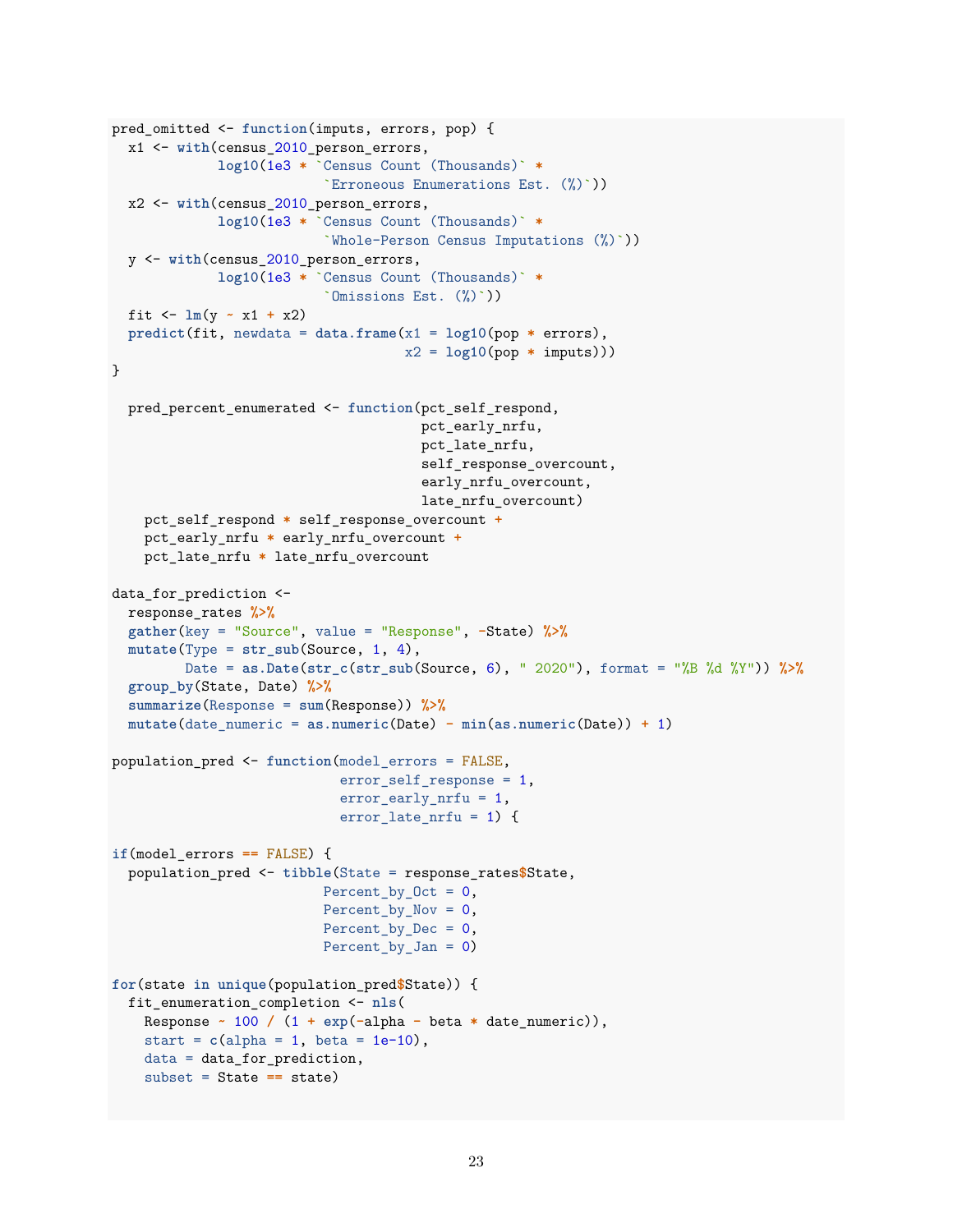```r
pred_omitted <- function(imputs, errors, pop) {
  x1 <- with(census_2010_person_errors,
             log10(1e3 * `Census Count (Thousands)` *
                         `Erroneous Enumerations Est. (%)`))
  x2 <- with(census_2010_person_errors,
             log10(1e3 * `Census Count (Thousands)` *
                         `Whole-Person Census Imputations (%)`))
  y <- with(census_2010_person_errors,
             log10(1e3 * `Census Count (Thousands)` *
                         `Omissions Est. (%)`))
  fit <- lm(y ~ x1 + x2)
  predict(fit, newdata = data.frame(x1 = log10(pop * errors),
                                    x2 = log10(pop * imputs)))
}

  pred_percent_enumerated <- function(pct_self_respond,
                                      pct_early_nrfu,
                                      pct_late_nrfu,
                                      self_response_overcount,
                                      early_nrfu_overcount,
                                      late_nrfu_overcount)
    pct_self_respond * self_response_overcount +
    pct_early_nrfu * early_nrfu_overcount +
    pct_late_nrfu * late_nrfu_overcount

data_for_prediction <-
  response_rates %>%
  gather(key = "Source", value = "Response", -State) %>%
  mutate(Type = str_sub(Source, 1, 4),
         Date = as.Date(str_c(str_sub(Source, 6), " 2020"), format = "%B %d %Y")) %>%
  group_by(State, Date) %>%
  summarize(Response = sum(Response)) %>%
  mutate(date_numeric = as.numeric(Date) - min(as.numeric(Date)) + 1)

population_pred <- function(model_errors = FALSE,
                            error_self_response = 1,
                            error_early_nrfu = 1,
                            error_late_nrfu = 1) {

if(model_errors == FALSE) {
  population_pred <- tibble(State = response_rates$State,
                            Percent_by_Oct = 0,
                            Percent_by_Nov = 0,
                            Percent_by_Dec = 0,
                            Percent_by_Jan = 0)

for(state in unique(population_pred$State)) {
  fit_enumeration_completion <- nls(
    Response ~ 100 / (1 + exp(-alpha - beta * date_numeric)),
    start = c(alpha = 1, beta = 1e-10),
    data = data_for_prediction,
    subset = State == state)
```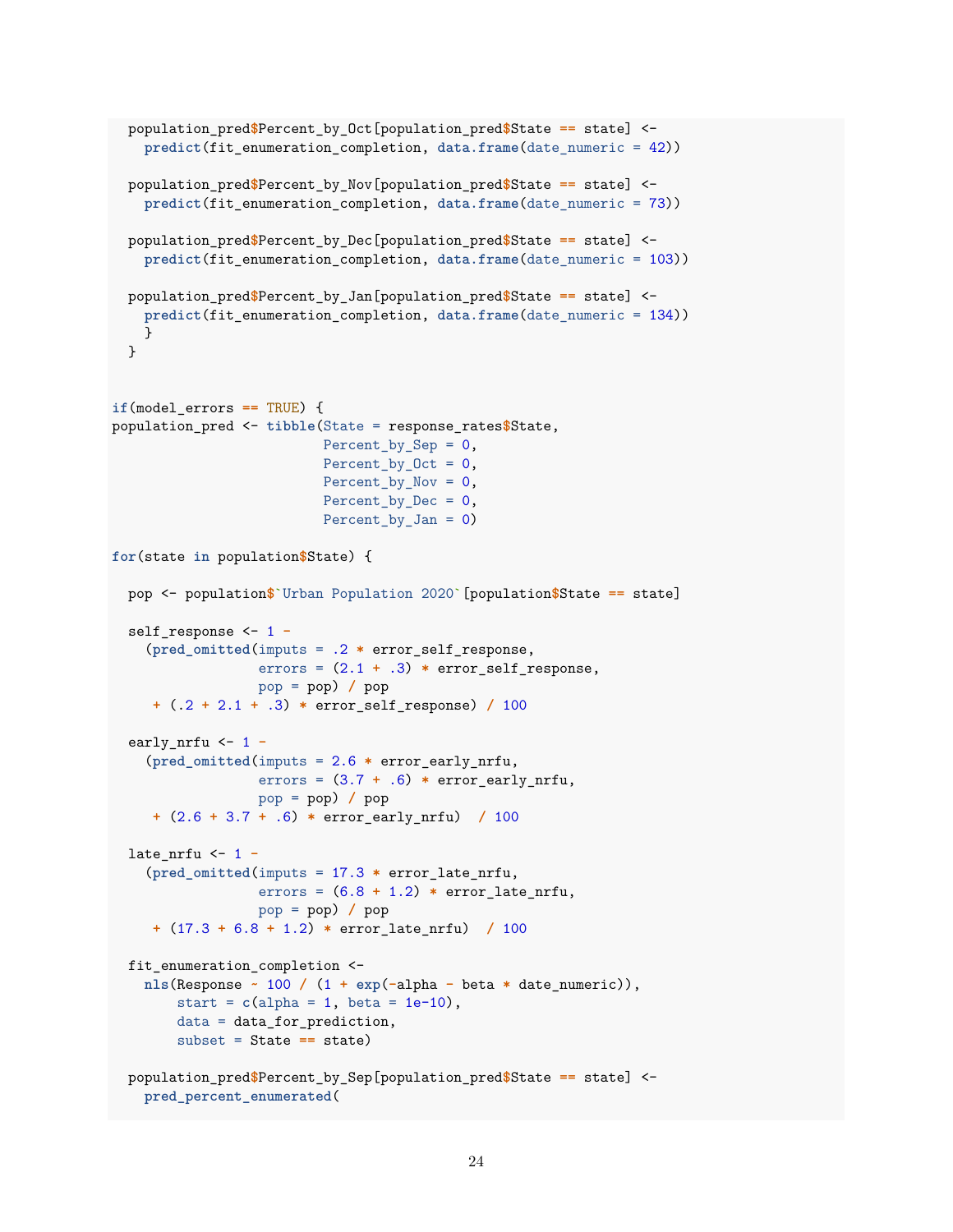```
  population_pred$Percent_by_Oct[population_pred$State == state] <-
    predict(fit_enumeration_completion, data.frame(date_numeric = 42))

  population_pred$Percent_by_Nov[population_pred$State == state] <-
    predict(fit_enumeration_completion, data.frame(date_numeric = 73))

  population_pred$Percent_by_Dec[population_pred$State == state] <-
    predict(fit_enumeration_completion, data.frame(date_numeric = 103))

  population_pred$Percent_by_Jan[population_pred$State == state] <-
    predict(fit_enumeration_completion, data.frame(date_numeric = 134))
    }
  }


if(model_errors == TRUE) {
population_pred <- tibble(State = response_rates$State,
                          Percent_by_Sep = 0,
                          Percent_by_Oct = 0,
                          Percent_by_Nov = 0,
                          Percent_by_Dec = 0,
                          Percent_by_Jan = 0)

for(state in population$State) {

  pop <- population$`Urban Population 2020`[population$State == state]

  self_response <- 1 -
    (pred_omitted(imputs = .2 * error_self_response,
                  errors = (2.1 + .3) * error_self_response,
                  pop = pop) / pop
     + (.2 + 2.1 + .3) * error_self_response) / 100

  early_nrfu <- 1 -
    (pred_omitted(imputs = 2.6 * error_early_nrfu,
                  errors = (3.7 + .6) * error_early_nrfu,
                  pop = pop) / pop
     + (2.6 + 3.7 + .6) * error_early_nrfu)  / 100

  late_nrfu <- 1 -
    (pred_omitted(imputs = 17.3 * error_late_nrfu,
                  errors = (6.8 + 1.2) * error_late_nrfu,
                  pop = pop) / pop
     + (17.3 + 6.8 + 1.2) * error_late_nrfu)  / 100

  fit_enumeration_completion <-
    nls(Response ~ 100 / (1 + exp(-alpha - beta * date_numeric)),
        start = c(alpha = 1, beta = 1e-10),
        data = data_for_prediction,
        subset = State == state)

  population_pred$Percent_by_Sep[population_pred$State == state] <-
    pred_percent_enumerated(
```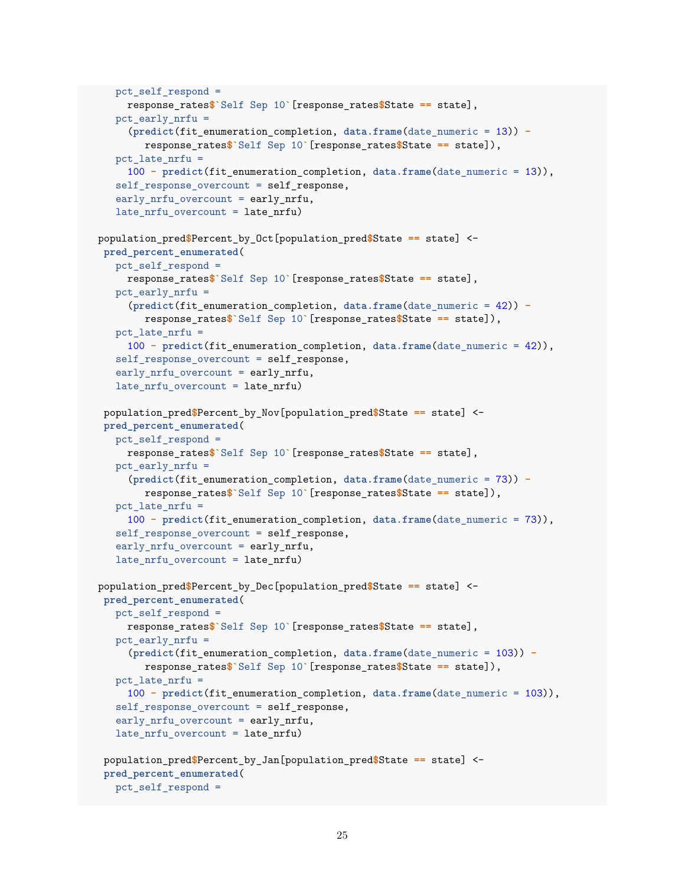```r
    pct_self_respond =
      response_rates$`Self Sep 10`[response_rates$State == state],
    pct_early_nrfu =
      (predict(fit_enumeration_completion, data.frame(date_numeric = 13)) -
         response_rates$`Self Sep 10`[response_rates$State == state]),
    pct_late_nrfu =
      100 - predict(fit_enumeration_completion, data.frame(date_numeric = 13)),
    self_response_overcount = self_response,
    early_nrfu_overcount = early_nrfu,
    late_nrfu_overcount = late_nrfu)

 population_pred$Percent_by_Oct[population_pred$State == state] <-
  pred_percent_enumerated(
    pct_self_respond =
      response_rates$`Self Sep 10`[response_rates$State == state],
    pct_early_nrfu =
      (predict(fit_enumeration_completion, data.frame(date_numeric = 42)) -
         response_rates$`Self Sep 10`[response_rates$State == state]),
    pct_late_nrfu =
      100 - predict(fit_enumeration_completion, data.frame(date_numeric = 42)),
    self_response_overcount = self_response,
    early_nrfu_overcount = early_nrfu,
    late_nrfu_overcount = late_nrfu)

  population_pred$Percent_by_Nov[population_pred$State == state] <-
  pred_percent_enumerated(
    pct_self_respond =
      response_rates$`Self Sep 10`[response_rates$State == state],
    pct_early_nrfu =
      (predict(fit_enumeration_completion, data.frame(date_numeric = 73)) -
         response_rates$`Self Sep 10`[response_rates$State == state]),
    pct_late_nrfu =
      100 - predict(fit_enumeration_completion, data.frame(date_numeric = 73)),
    self_response_overcount = self_response,
    early_nrfu_overcount = early_nrfu,
    late_nrfu_overcount = late_nrfu)

 population_pred$Percent_by_Dec[population_pred$State == state] <-
  pred_percent_enumerated(
    pct_self_respond =
      response_rates$`Self Sep 10`[response_rates$State == state],
    pct_early_nrfu =
      (predict(fit_enumeration_completion, data.frame(date_numeric = 103)) -
         response_rates$`Self Sep 10`[response_rates$State == state]),
    pct_late_nrfu =
      100 - predict(fit_enumeration_completion, data.frame(date_numeric = 103)),
    self_response_overcount = self_response,
    early_nrfu_overcount = early_nrfu,
    late_nrfu_overcount = late_nrfu)

  population_pred$Percent_by_Jan[population_pred$State == state] <-
  pred_percent_enumerated(
    pct_self_respond =
```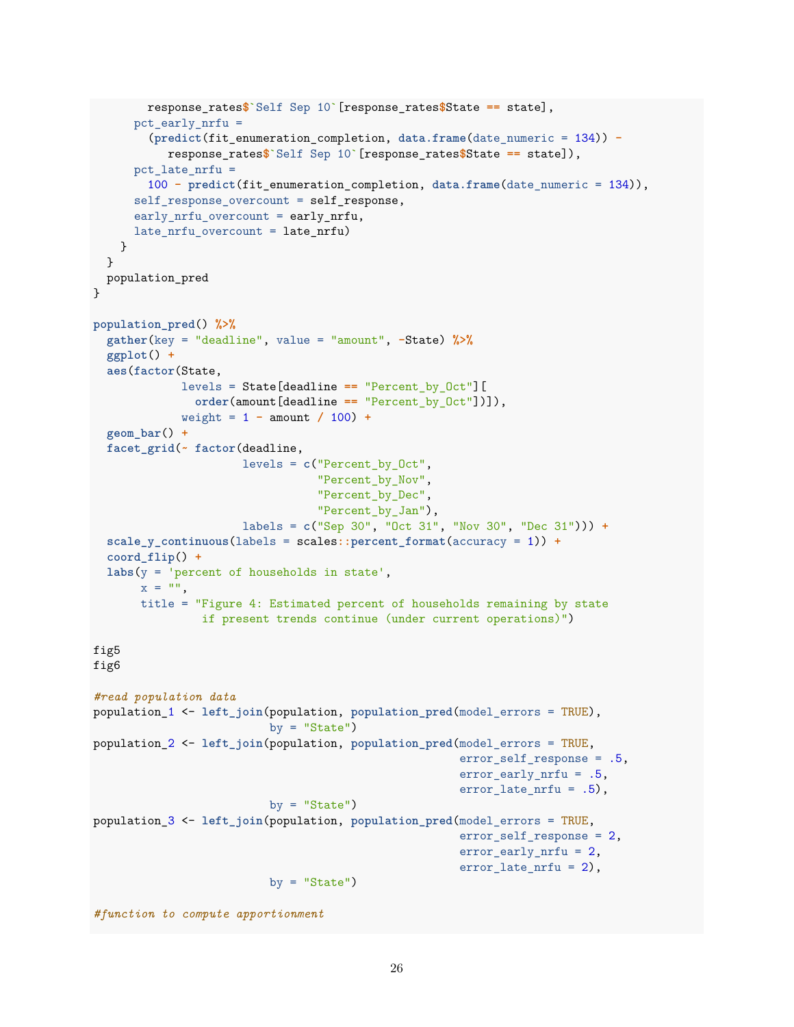```
        response_rates$`Self Sep 10`[response_rates$State == state],
      pct_early_nrfu =
        (predict(fit_enumeration_completion, data.frame(date_numeric = 134)) -
           response_rates$`Self Sep 10`[response_rates$State == state]),
      pct_late_nrfu =
        100 - predict(fit_enumeration_completion, data.frame(date_numeric = 134)),
      self_response_overcount = self_response,
      early_nrfu_overcount = early_nrfu,
      late_nrfu_overcount = late_nrfu)
    }
  }
  population_pred
}

population_pred() %>%
  gather(key = "deadline", value = "amount", -State) %>%
  ggplot() +
  aes(factor(State,
             levels = State[deadline == "Percent_by_Oct"][
               order(amount[deadline == "Percent_by_Oct"])]),
             weight = 1 - amount / 100) +
  geom_bar() +
  facet_grid(~ factor(deadline,
                      levels = c("Percent_by_Oct",
                                 "Percent_by_Nov",
                                 "Percent_by_Dec",
                                 "Percent_by_Jan"),
                      labels = c("Sep 30", "Oct 31", "Nov 30", "Dec 31"))) +
  scale_y_continuous(labels = scales::percent_format(accuracy = 1)) +
  coord_flip() +
  labs(y = 'percent of households in state',
       x = "",
       title = "Figure 4: Estimated percent of households remaining by state
              if present trends continue (under current operations)")

fig5
fig6

#read population data
population_1 <- left_join(population, population_pred(model_errors = TRUE),
                          by = "State")
population_2 <- left_join(population, population_pred(model_errors = TRUE,
                                                      error_self_response = .5,
                                                      error_early_nrfu = .5,
                                                      error_late_nrfu = .5),
                          by = "State")
population_3 <- left_join(population, population_pred(model_errors = TRUE,
                                                      error_self_response = 2,
                                                      error_early_nrfu = 2,
                                                      error_late_nrfu = 2),
                          by = "State")

#function to compute apportionment
```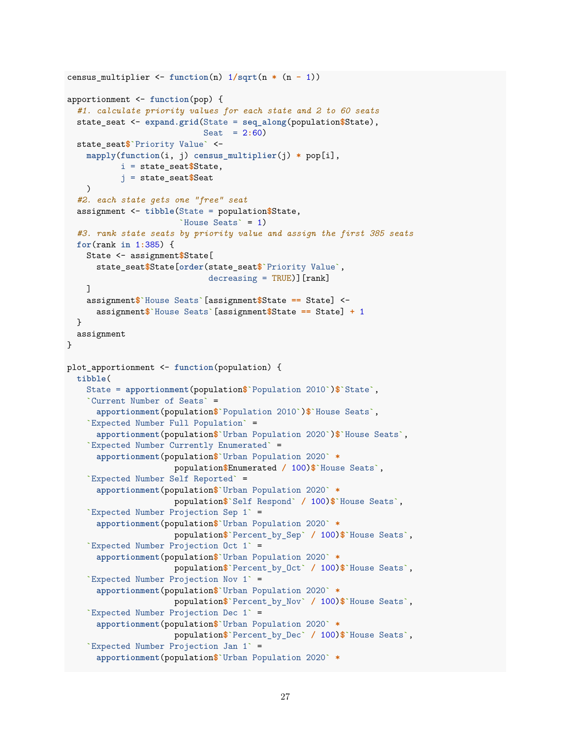```
census_multiplier <- function(n) 1/sqrt(n * (n - 1))

apportionment <- function(pop) {
  #1. calculate priority values for each state and 2 to 60 seats
  state_seat <- expand.grid(State = seq_along(population$State),
                            Seat  = 2:60)
  state_seat$`Priority Value` <-
    mapply(function(i, j) census_multiplier(j) * pop[i],
           i = state_seat$State,
           j = state_seat$Seat
    )
  #2. each state gets one "free" seat
  assignment <- tibble(State = population$State,
                       `House Seats` = 1)
  #3. rank state seats by priority value and assign the first 385 seats
  for(rank in 1:385) {
    State <- assignment$State[
      state_seat$State[order(state_seat$`Priority Value`,
                             decreasing = TRUE)][rank]
    ]
    assignment$`House Seats`[assignment$State == State] <-
      assignment$`House Seats`[assignment$State == State] + 1
  }
  assignment
}

plot_apportionment <- function(population) {
  tibble(
    State = apportionment(population$`Population 2010`)$`State`,
    `Current Number of Seats` =
      apportionment(population$`Population 2010`)$`House Seats`,
    `Expected Number Full Population` =
      apportionment(population$`Urban Population 2020`)$`House Seats`,
    `Expected Number Currently Enumerated` =
      apportionment(population$`Urban Population 2020` *
                    population$Enumerated / 100)$`House Seats`,
    `Expected Number Self Reported` =
      apportionment(population$`Urban Population 2020` *
                    population$`Self Respond` / 100)$`House Seats`,
    `Expected Number Projection Sep 1` =
      apportionment(population$`Urban Population 2020` *
                    population$`Percent_by_Sep` / 100)$`House Seats`,
    `Expected Number Projection Oct 1` =
      apportionment(population$`Urban Population 2020` *
                    population$`Percent_by_Oct` / 100)$`House Seats`,
    `Expected Number Projection Nov 1` =
      apportionment(population$`Urban Population 2020` *
                    population$`Percent_by_Nov` / 100)$`House Seats`,
    `Expected Number Projection Dec 1` =
      apportionment(population$`Urban Population 2020` *
                    population$`Percent_by_Dec` / 100)$`House Seats`,
    `Expected Number Projection Jan 1` =
      apportionment(population$`Urban Population 2020` *
```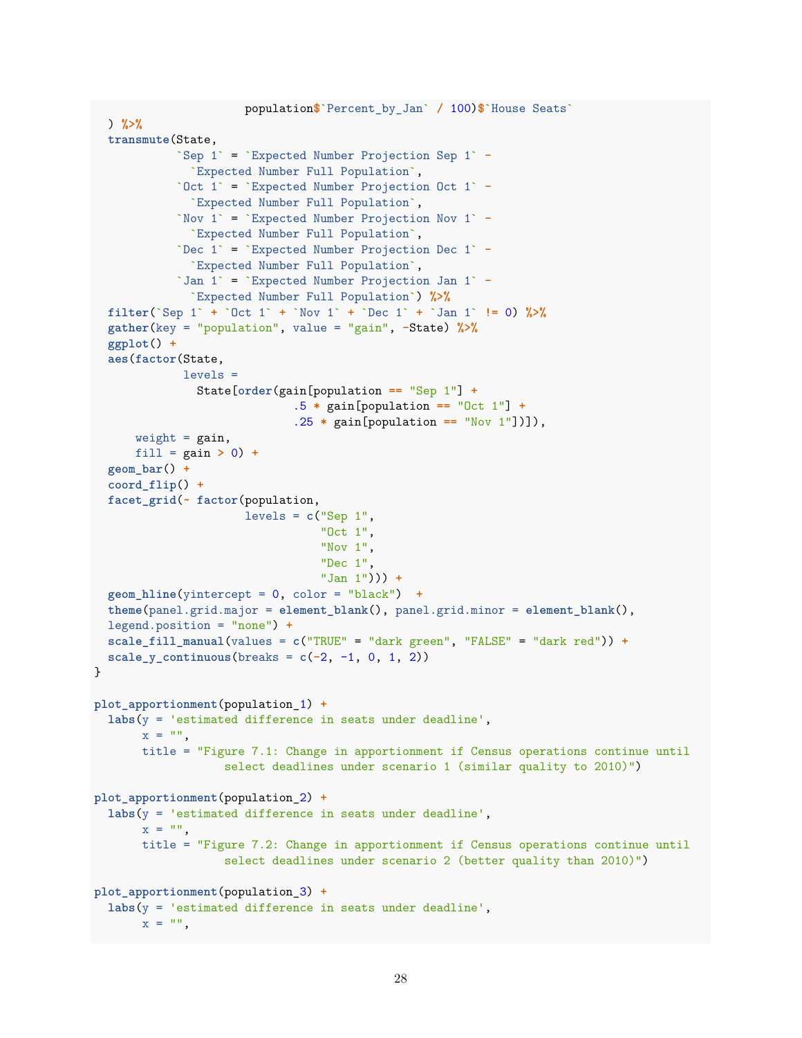```
                      population$`Percent_by_Jan` / 100)$`House Seats`
  ) %>%
  transmute(State,
            `Sep 1` = `Expected Number Projection Sep 1` -
              `Expected Number Full Population`,
            `Oct 1` = `Expected Number Projection Oct 1` -
              `Expected Number Full Population`,
            `Nov 1` = `Expected Number Projection Nov 1` -
              `Expected Number Full Population`,
            `Dec 1` = `Expected Number Projection Dec 1` -
              `Expected Number Full Population`,
            `Jan 1` = `Expected Number Projection Jan 1` -
              `Expected Number Full Population`) %>%
  filter(`Sep 1` + `Oct 1` + `Nov 1` + `Dec 1` + `Jan 1` != 0) %>%
  gather(key = "population", value = "gain", -State) %>%
  ggplot() +
  aes(factor(State,
             levels =
               State[order(gain[population == "Sep 1"] +
                             .5 * gain[population == "Oct 1"] +
                             .25 * gain[population == "Nov 1"])]),
      weight = gain,
      fill = gain > 0) +
  geom_bar() +
  coord_flip() +
  facet_grid(~ factor(population,
                      levels = c("Sep 1",
                                 "Oct 1",
                                 "Nov 1",
                                 "Dec 1",
                                 "Jan 1"))) +
  geom_hline(yintercept = 0, color = "black")  +
  theme(panel.grid.major = element_blank(), panel.grid.minor = element_blank(),
  legend.position = "none") +
  scale_fill_manual(values = c("TRUE" = "dark green", "FALSE" = "dark red")) +
  scale_y_continuous(breaks = c(-2, -1, 0, 1, 2))
}

plot_apportionment(population_1) +
  labs(y = 'estimated difference in seats under deadline',
       x = "",
       title = "Figure 7.1: Change in apportionment if Census operations continue until
                  select deadlines under scenario 1 (similar quality to 2010)")

plot_apportionment(population_2) +
  labs(y = 'estimated difference in seats under deadline',
       x = "",
       title = "Figure 7.2: Change in apportionment if Census operations continue until
                  select deadlines under scenario 2 (better quality than 2010)")

plot_apportionment(population_3) +
  labs(y = 'estimated difference in seats under deadline',
       x = "",
```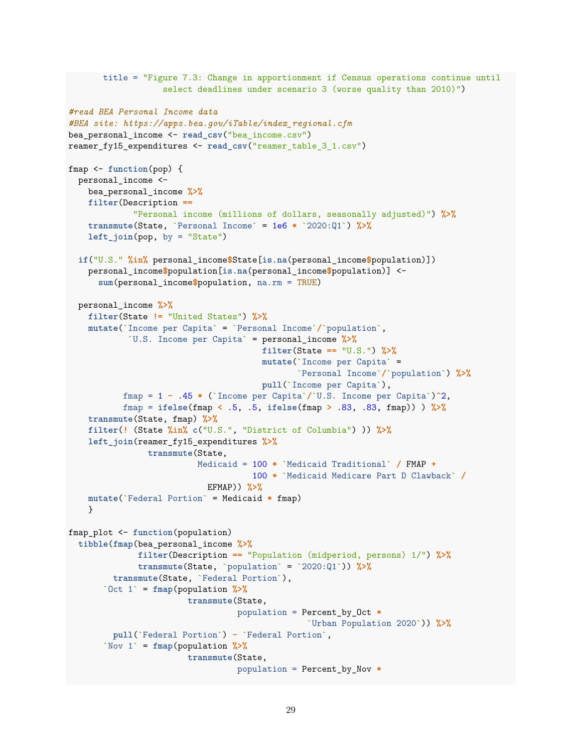```
      title = "Figure 7.3: Change in apportionment if Census operations continue until
                  select deadlines under scenario 3 (worse quality than 2010)")

#read BEA Personal Income data
#BEA site: https://apps.bea.gov/iTable/index_regional.cfm
bea_personal_income <- read_csv("bea_income.csv")
reamer_fy15_expenditures <- read_csv("reamer_table_3_1.csv")

fmap <- function(pop) {
  personal_income <-
    bea_personal_income %>%
    filter(Description ==
             "Personal income (millions of dollars, seasonally adjusted)") %>%
    transmute(State, `Personal Income` = 1e6 * `2020:Q1`) %>%
    left_join(pop, by = "State")

  if("U.S." %in% personal_income$State[is.na(personal_income$population)])
    personal_income$population[is.na(personal_income$population)] <-
      sum(personal_income$population, na.rm = TRUE)

  personal_income %>%
    filter(State != "United States") %>%
    mutate(`Income per Capita` = `Personal Income`/`population`,
           `U.S. Income per Capita` = personal_income %>%
                                      filter(State == "U.S.") %>%
                                      mutate(`Income per Capita` =
                                               `Personal Income`/`population`) %>%
                                      pull(`Income per Capita`),
           fmap = 1 - .45 * (`Income per Capita`/`U.S. Income per Capita`)^2,
           fmap = ifelse(fmap < .5, .5, ifelse(fmap > .83, .83, fmap)) ) %>%
    transmute(State, fmap) %>%
    filter(! (State %in% c("U.S.", "District of Columbia") )) %>%
    left_join(reamer_fy15_expenditures %>%
                transmute(State,
                          Medicaid = 100 * `Medicaid Traditional` / FMAP +
                                     100 * `Medicaid Medicare Part D Clawback` /
                            EFMAP)) %>%
    mutate(`Federal Portion` = Medicaid * fmap)
    }

fmap_plot <- function(population)
  tibble(fmap(bea_personal_income %>%
              filter(Description == "Population (midperiod, persons) 1/") %>%
              transmute(State, `population` = `2020:Q1`)) %>%
         transmute(State, `Federal Portion`),
       `Oct 1` = fmap(population %>%
                        transmute(State,
                                  population = Percent_by_Oct *
                                                 `Urban Population 2020`)) %>%
         pull(`Federal Portion`) - `Federal Portion`,
       `Nov 1` = fmap(population %>%
                        transmute(State,
                                  population = Percent_by_Nov *
```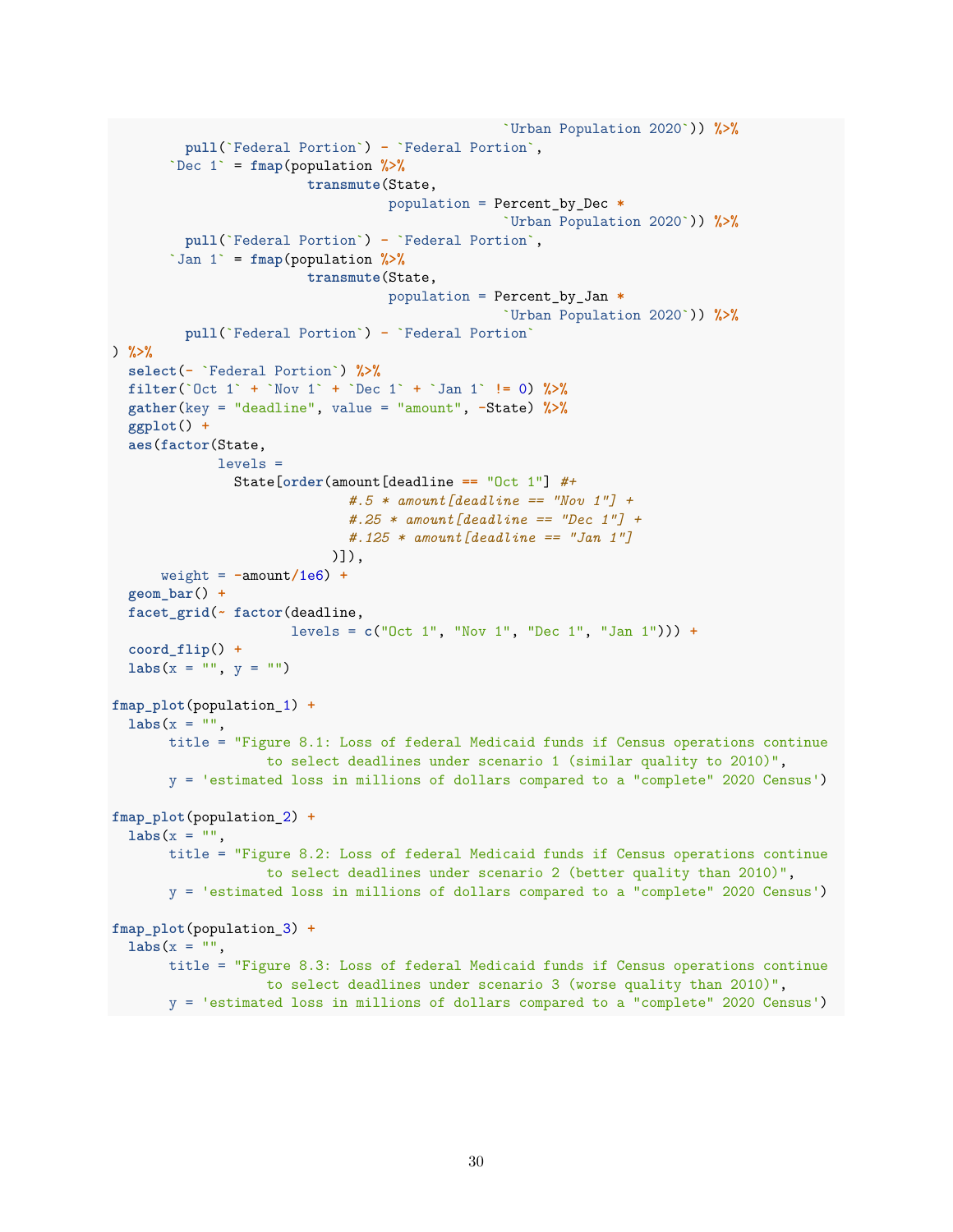```
                                              `Urban Population 2020`)) %>%
         pull(`Federal Portion`) - `Federal Portion`,
       `Dec 1` = fmap(population %>%
                        transmute(State,
                                  population = Percent_by_Dec *
                                                `Urban Population 2020`)) %>%
         pull(`Federal Portion`) - `Federal Portion`,
       `Jan 1` = fmap(population %>%
                        transmute(State,
                                  population = Percent_by_Jan *
                                                `Urban Population 2020`)) %>%
         pull(`Federal Portion`) - `Federal Portion`
) %>%
  select(- `Federal Portion`) %>%
  filter(`Oct 1` + `Nov 1` + `Dec 1` + `Jan 1` != 0) %>%
  gather(key = "deadline", value = "amount", -State) %>%
  ggplot() +
  aes(factor(State,
             levels =
               State[order(amount[deadline == "Oct 1"] #+
                             #.5 * amount[deadline == "Nov 1"] +
                             #.25 * amount[deadline == "Dec 1"] +
                             #.125 * amount[deadline == "Jan 1"]
                           )]),
      weight = -amount/1e6) +
  geom_bar() +
  facet_grid(~ factor(deadline,
                      levels = c("Oct 1", "Nov 1", "Dec 1", "Jan 1"))) +
  coord_flip() +
  labs(x = "", y = "")

fmap_plot(population_1) +
  labs(x = "",
       title = "Figure 8.1: Loss of federal Medicaid funds if Census operations continue
                to select deadlines under scenario 1 (similar quality to 2010)",
       y = 'estimated loss in millions of dollars compared to a "complete" 2020 Census')

fmap_plot(population_2) +
  labs(x = "",
       title = "Figure 8.2: Loss of federal Medicaid funds if Census operations continue
                to select deadlines under scenario 2 (better quality than 2010)",
       y = 'estimated loss in millions of dollars compared to a "complete" 2020 Census')

fmap_plot(population_3) +
  labs(x = "",
       title = "Figure 8.3: Loss of federal Medicaid funds if Census operations continue
                to select deadlines under scenario 3 (worse quality than 2010)",
       y = 'estimated loss in millions of dollars compared to a "complete" 2020 Census')
```